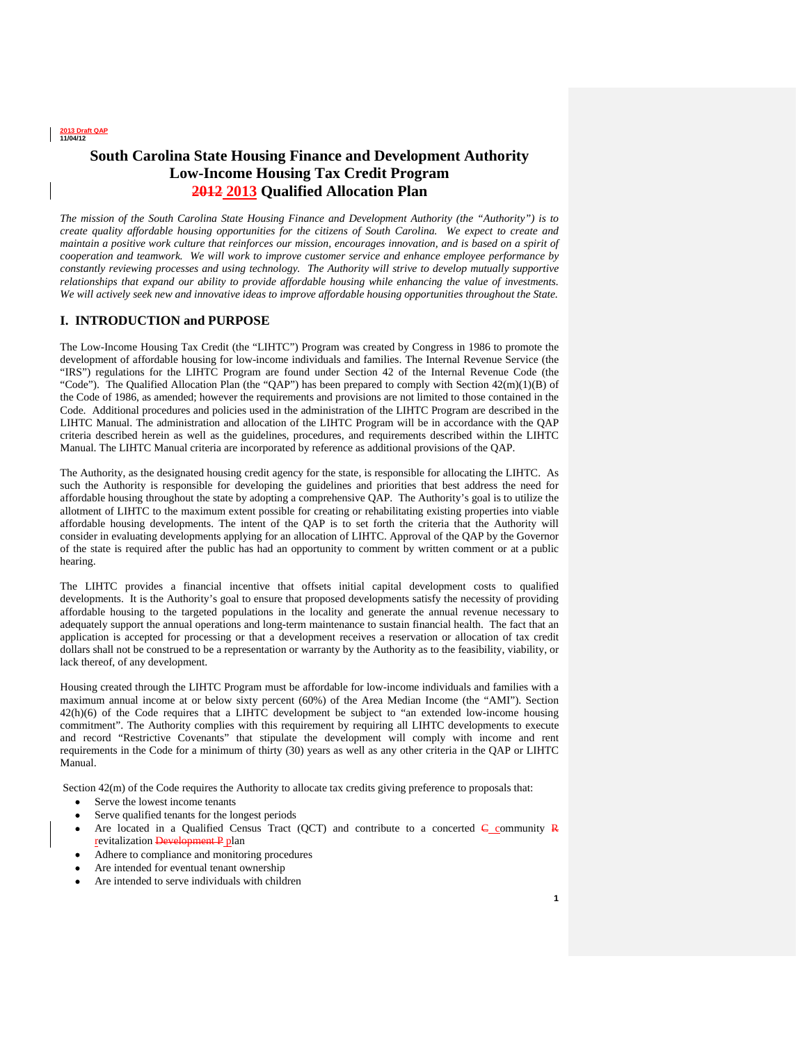# South Carolina State Housing Finance and Development Authority Low-Income Housing Tax Credit Program 2012 2013 Qualified Allocation Plan

*The mission of the South Carolina State Housing Finance and Development Authority (the "Authority") is to create quality affordable housing opportunities for the citizens of South Carolina. We expect to create and maintain a positive work culture that reinforces our mission, encourages innovation, and is based on a spirit of cooperation and teamwork. We will work to improve customer service and enhance employee performance by constantly reviewing processes and using technology. The Authority will strive to develop mutually supportive relationships that expand our ability to provide affordable housing while enhancing the value of investments. We will actively seek new and innovative ideas to improve affordable housing opportunities throughout the State.*

## I. INTRODUCTION and PURPOSE

The Low-Income Housing Tax Credit (the "LIHTC") Program was created by Congress in 1986 to promote the development of affordable housing for low-income individuals and families. The Internal Revenue Service (the "IRS") regulations for the LIHTC Program are found under Section 42 of the Internal Revenue Code (the "Code"). The Qualified Allocation Plan (the "QAP") has been prepared to comply with Section 42(m)(1)(B) of the Code of 1986, as amended; however the requirements and provisions are not limited to those contained in the Code. Additional procedures and policies used in the administration of the LIHTC Program are described in the LIHTC Manual. The administration and allocation of the LIHTC Program will be in accordance with the QAP criteria described herein as well as the guidelines, procedures, and requirements described within the LIHTC Manual. The LIHTC Manual criteria are incorporated by reference as additional provisions of the QAP.

The Authority, as the designated housing credit agency for the state, is responsible for allocating the LIHTC. As such the Authority is responsible for developing the guidelines and priorities that best address the need for affordable housing throughout the state by adopting a comprehensive QAP. The Authority's goal is to utilize the allotment of LIHTC to the maximum extent possible for creating or rehabilitating existing properties into viable affordable housing developments. The intent of the QAP is to set forth the criteria that the Authority will consider in evaluating developments applying for an allocation of LIHTC. Approval of the QAP by the Governor of the state is required after the public has had an opportunity to comment by written comment or at a public hearing.

The LIHTC provides a financial incentive that offsets initial capital development costs to qualified developments. It is the Authority's goal to ensure that proposed developments satisfy the necessity of providing affordable housing to the targeted populations in the locality and generate the annual revenue necessary to adequately support the annual operations and long-term maintenance to sustain financial health. The fact that an application is accepted for processing or that a development receives a reservation or allocation of tax credit dollars shall not be construed to be a representation or warranty by the Authority as to the feasibility, viability, or lack thereof, of any development.

Housing created through the LIHTC Program must be affordable for low-income individuals and families with a maximum annual income at or below sixty percent (60%) of the Area Median Income (the "AMI"). Section 42(h)(6) of the Code requires that a LIHTC development be subject to "an extended low-income housing commitment". The Authority complies with this requirement by requiring all LIHTC developments to execute and record "Restrictive Covenants" that stipulate the development will comply with income and rent requirements in the Code for a minimum of thirty (30) years as well as any other criteria in the QAP or LIHTC Manual.

Section 42(m) of the Code requires the Authority to allocate tax credits giving preference to proposals that:

- Serve the lowest income tenants
- Serve qualified tenants for the longest periods
- Are located in a Qualified Census Tract (QCT) and contribute to a concerted C community R revitalization Development P plan
- Adhere to compliance and monitoring procedures
- Are intended for eventual tenant ownership
- Are intended to serve individuals with children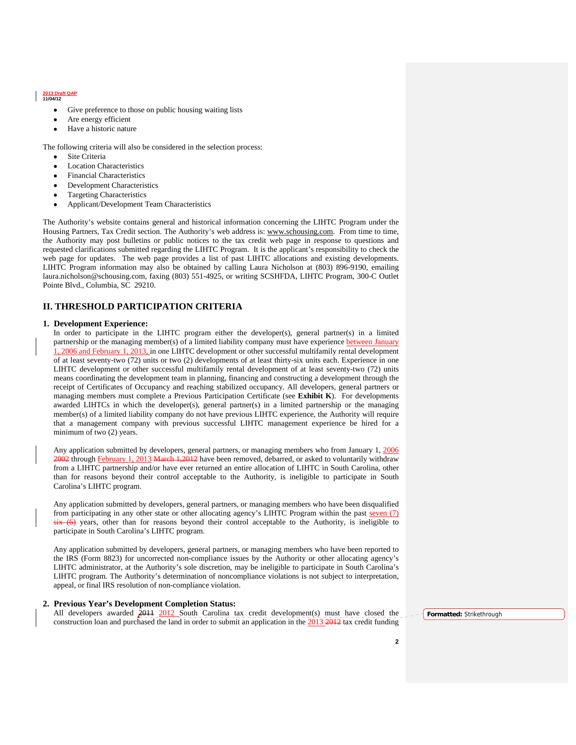- Give preference to those on public housing waiting lists
- Are energy efficient
- Have a historic nature

The following criteria will also be considered in the selection process:

- Site Criteria
- Location Characteristics
- Financial Characteristics
- Development Characteristics
- Targeting Characteristics
- Applicant/Development Team Characteristics

The Authority's website contains general and historical information concerning the LIHTC Program under the Housing Partners, Tax Credit section. The Authority's web address is: www.schousing.com. From time to time, the Authority may post bulletins or public notices to the tax credit web page in response to questions and requested clarifications submitted regarding the LIHTC Program. It is the applicant's responsibility to check the web page for updates. The web page provides a list of past LIHTC allocations and existing developments. LIHTC Program information may also be obtained by calling Laura Nicholson at (803) 896-9190, emailing laura.nicholson@schousing.com, faxing (803) 551-4925, or writing SCSHFDA, LIHTC Program, 300-C Outlet Pointe Blvd., Columbia, SC 29210.

## II. THRESHOLD PARTICIPATION CRITERIA

### 1. Development Experience:

In order to participate in the LIHTC program either the developer(s), general partner(s) in a limited partnership or the managing member(s) of a limited liability company must have experience between January 1, 2006 and February 1, 2013, in one LIHTC development or other successful multifamily rental development of at least seventy-two (72) units or two (2) developments of at least thirty-six units each. Experience in one LIHTC development or other successful multifamily rental development of at least seventy-two (72) units means coordinating the development team in planning, financing and constructing a development through the receipt of Certificates of Occupancy and reaching stabilized occupancy. All developers, general partners or managing members must complete a Previous Participation Certificate (see **Exhibit K**). For developments awarded LIHTCs in which the developer(s), general partner(s) in a limited partnership or the managing member(s) of a limited liability company do not have previous LIHTC experience, the Authority will require that a management company with previous successful LIHTC management experience be hired for a minimum of two (2) years.

Any application submitted by developers, general partners, or managing members who from January 1, 2006 ~~2002~~ through February 1, 2013 ~~March 1,2012~~ have been removed, debarred, or asked to voluntarily withdraw from a LIHTC partnership and/or have ever returned an entire allocation of LIHTC in South Carolina, other than for reasons beyond their control acceptable to the Authority, is ineligible to participate in South Carolina's LIHTC program.

Any application submitted by developers, general partners, or managing members who have been disqualified from participating in any other state or other allocating agency's LIHTC Program within the past seven (7) ~~six (6)~~ years, other than for reasons beyond their control acceptable to the Authority, is ineligible to participate in South Carolina's LIHTC program.

Any application submitted by developers, general partners, or managing members who have been reported to the IRS (Form 8823) for uncorrected non-compliance issues by the Authority or other allocating agency's LIHTC administrator, at the Authority's sole discretion, may be ineligible to participate in South Carolina's LIHTC program. The Authority's determination of noncompliance violations is not subject to interpretation, appeal, or final IRS resolution of non-compliance violation.

### 2. Previous Year's Development Completion Status:

All developers awarded ~~2011~~ 2012 South Carolina tax credit development(s) must have closed the construction loan and purchased the land in order to submit an application in the 2013 ~~2012~~ tax credit funding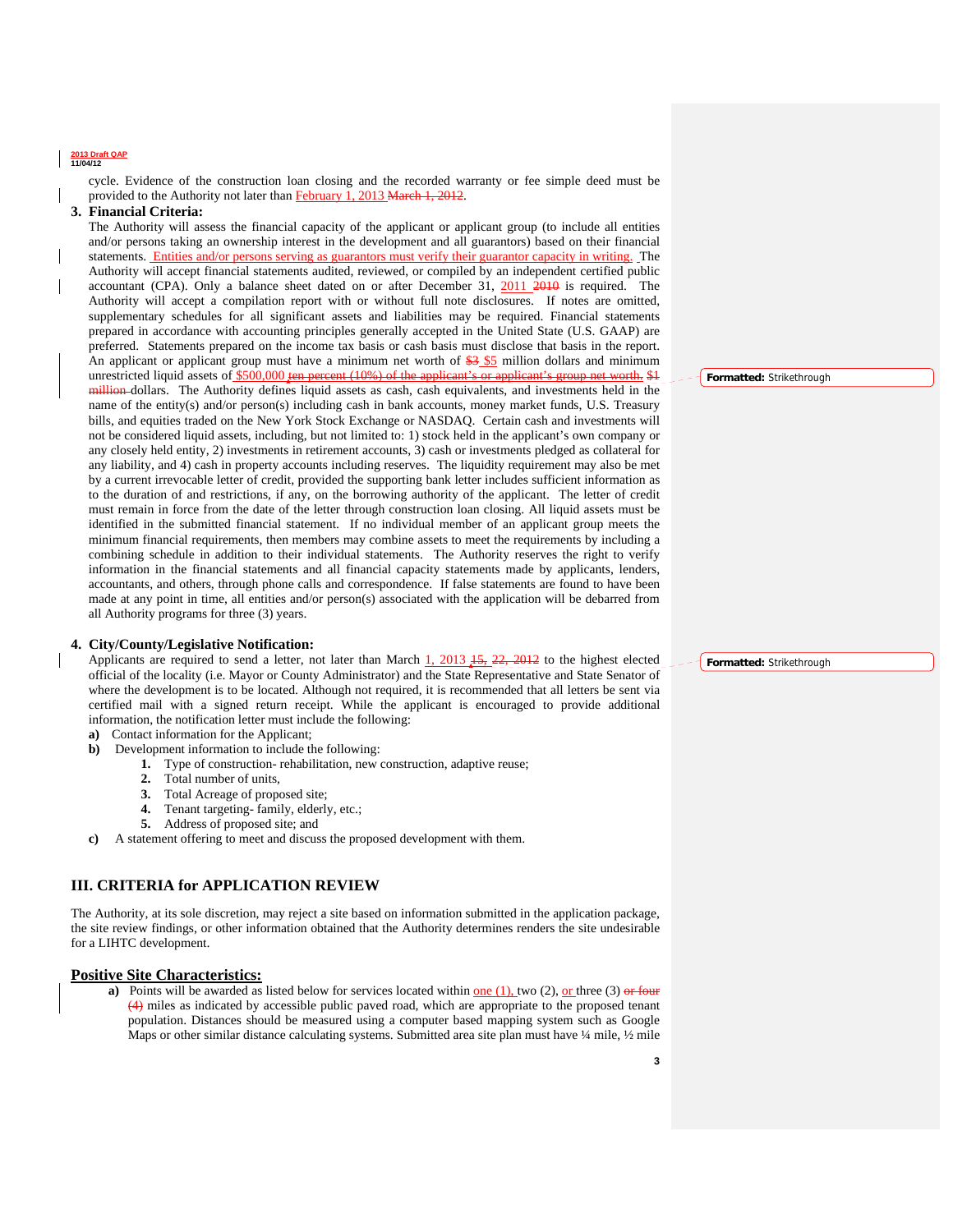cycle. Evidence of the construction loan closing and the recorded warranty or fee simple deed must be provided to the Authority not later than February 1, 2013 ~~March 1, 2012~~.

**3. Financial Criteria:**

The Authority will assess the financial capacity of the applicant or applicant group (to include all entities and/or persons taking an ownership interest in the development and all guarantors) based on their financial statements. Entities and/or persons serving as guarantors must verify their guarantor capacity in writing. The Authority will accept financial statements audited, reviewed, or compiled by an independent certified public accountant (CPA). Only a balance sheet dated on or after December 31, 2011 ~~2010~~ is required. The Authority will accept a compilation report with or without full note disclosures. If notes are omitted, supplementary schedules for all significant assets and liabilities may be required. Financial statements prepared in accordance with accounting principles generally accepted in the United State (U.S. GAAP) are preferred. Statements prepared on the income tax basis or cash basis must disclose that basis in the report. An applicant or applicant group must have a minimum net worth of ~~$3~~ $5 million dollars and minimum unrestricted liquid assets of $500,000 ~~ten percent (10%) of the applicant's or applicant's group net worth.~~ ~~$1 million~~ dollars. The Authority defines liquid assets as cash, cash equivalents, and investments held in the name of the entity(s) and/or person(s) including cash in bank accounts, money market funds, U.S. Treasury bills, and equities traded on the New York Stock Exchange or NASDAQ. Certain cash and investments will not be considered liquid assets, including, but not limited to: 1) stock held in the applicant's own company or any closely held entity, 2) investments in retirement accounts, 3) cash or investments pledged as collateral for any liability, and 4) cash in property accounts including reserves. The liquidity requirement may also be met by a current irrevocable letter of credit, provided the supporting bank letter includes sufficient information as to the duration of and restrictions, if any, on the borrowing authority of the applicant. The letter of credit must remain in force from the date of the letter through construction loan closing. All liquid assets must be identified in the submitted financial statement. If no individual member of an applicant group meets the minimum financial requirements, then members may combine assets to meet the requirements by including a combining schedule in addition to their individual statements. The Authority reserves the right to verify information in the financial statements and all financial capacity statements made by applicants, lenders, accountants, and others, through phone calls and correspondence. If false statements are found to have been made at any point in time, all entities and/or person(s) associated with the application will be debarred from all Authority programs for three (3) years.

**4. City/County/Legislative Notification:**

Applicants are required to send a letter, not later than March 1, 2013 ~~15, 22, 2012~~ to the highest elected official of the locality (i.e. Mayor or County Administrator) and the State Representative and State Senator of where the development is to be located. Although not required, it is recommended that all letters be sent via certified mail with a signed return receipt. While the applicant is encouraged to provide additional information, the notification letter must include the following:

**a)** Contact information for the Applicant;

**b)** Development information to include the following:

1. Type of construction- rehabilitation, new construction, adaptive reuse;
2. Total number of units,
3. Total Acreage of proposed site;
4. Tenant targeting- family, elderly, etc.;
5. Address of proposed site; and

**c)** A statement offering to meet and discuss the proposed development with them.

## III. CRITERIA for APPLICATION REVIEW

The Authority, at its sole discretion, may reject a site based on information submitted in the application package, the site review findings, or other information obtained that the Authority determines renders the site undesirable for a LIHTC development.

### Positive Site Characteristics:

**a)** Points will be awarded as listed below for services located within one (1), two (2), or three (3) ~~or four (4)~~ miles as indicated by accessible public paved road, which are appropriate to the proposed tenant population. Distances should be measured using a computer based mapping system such as Google Maps or other similar distance calculating systems. Submitted area site plan must have ¼ mile, ½ mile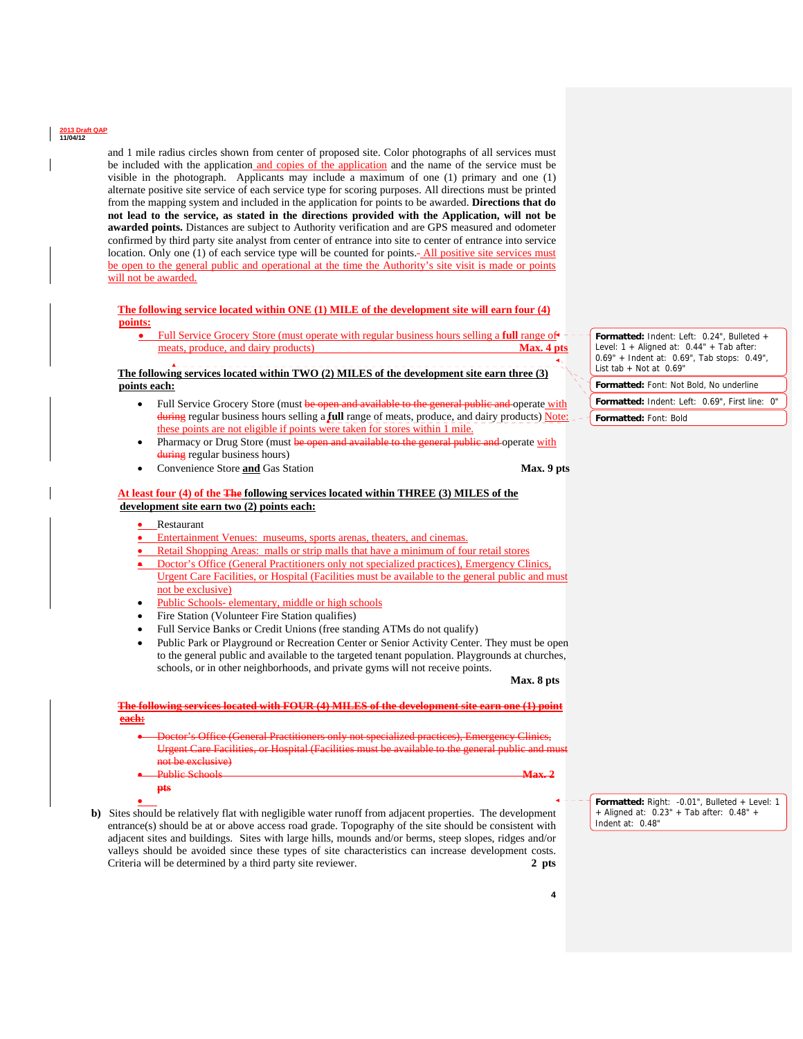and 1 mile radius circles shown from center of proposed site. Color photographs of all services must be included with the application and copies of the application and the name of the service must be visible in the photograph. Applicants may include a maximum of one (1) primary and one (1) alternate positive site service of each service type for scoring purposes. All directions must be printed from the mapping system and included in the application for points to be awarded. **Directions that do not lead to the service, as stated in the directions provided with the Application, will not be awarded points.** Distances are subject to Authority verification and are GPS measured and odometer confirmed by third party site analyst from center of entrance into site to center of entrance into service location. Only one (1) of each service type will be counted for points. All positive site services must be open to the general public and operational at the time the Authority's site visit is made or points will not be awarded.

**The following service located within ONE (1) MILE of the development site will earn four (4) points:**

- Full Service Grocery Store (must operate with regular business hours selling a **full** range of meats, produce, and dairy products) **Max. 4 pts**

**The following services located within TWO (2) MILES of the development site earn three (3) points each:**

- Full Service Grocery Store (must ~~be open and available to the general public and~~ operate with ~~during~~ regular business hours selling a **full** range of meats, produce, and dairy products) Note: these points are not eligible if points were taken for stores within 1 mile.
- Pharmacy or Drug Store (must ~~be open and available to the general public and~~ operate with ~~during~~ regular business hours)
- Convenience Store **and** Gas Station **Max. 9 pts**

**At least four (4) of the ~~The~~ following services located within THREE (3) MILES of the development site earn two (2) points each:**

- Restaurant
- Entertainment Venues: museums, sports arenas, theaters, and cinemas.
- Retail Shopping Areas: malls or strip malls that have a minimum of four retail stores
- Doctor's Office (General Practitioners only not specialized practices), Emergency Clinics, Urgent Care Facilities, or Hospital (Facilities must be available to the general public and must not be exclusive)
- Public Schools- elementary, middle or high schools
- Fire Station (Volunteer Fire Station qualifies)
- Full Service Banks or Credit Unions (free standing ATMs do not qualify)
- Public Park or Playground or Recreation Center or Senior Activity Center. They must be open to the general public and available to the targeted tenant population. Playgrounds at churches, schools, or in other neighborhoods, and private gyms will not receive points. **Max. 8 pts**

~~**The following services located with FOUR (4) MILES of the development site earn one (1) point each:**~~

- ~~Doctor's Office (General Practitioners only not specialized practices), Emergency Clinics, Urgent Care Facilities, or Hospital (Facilities must be available to the general public and must not be exclusive)~~
- ~~Public Schools~~ ~~**Max. 2 pts**~~

**b)** Sites should be relatively flat with negligible water runoff from adjacent properties. The development entrance(s) should be at or above access road grade. Topography of the site should be consistent with adjacent sites and buildings. Sites with large hills, mounds and/or berms, steep slopes, ridges and/or valleys should be avoided since these types of site characteristics can increase development costs. Criteria will be determined by a third party site reviewer. **2 pts**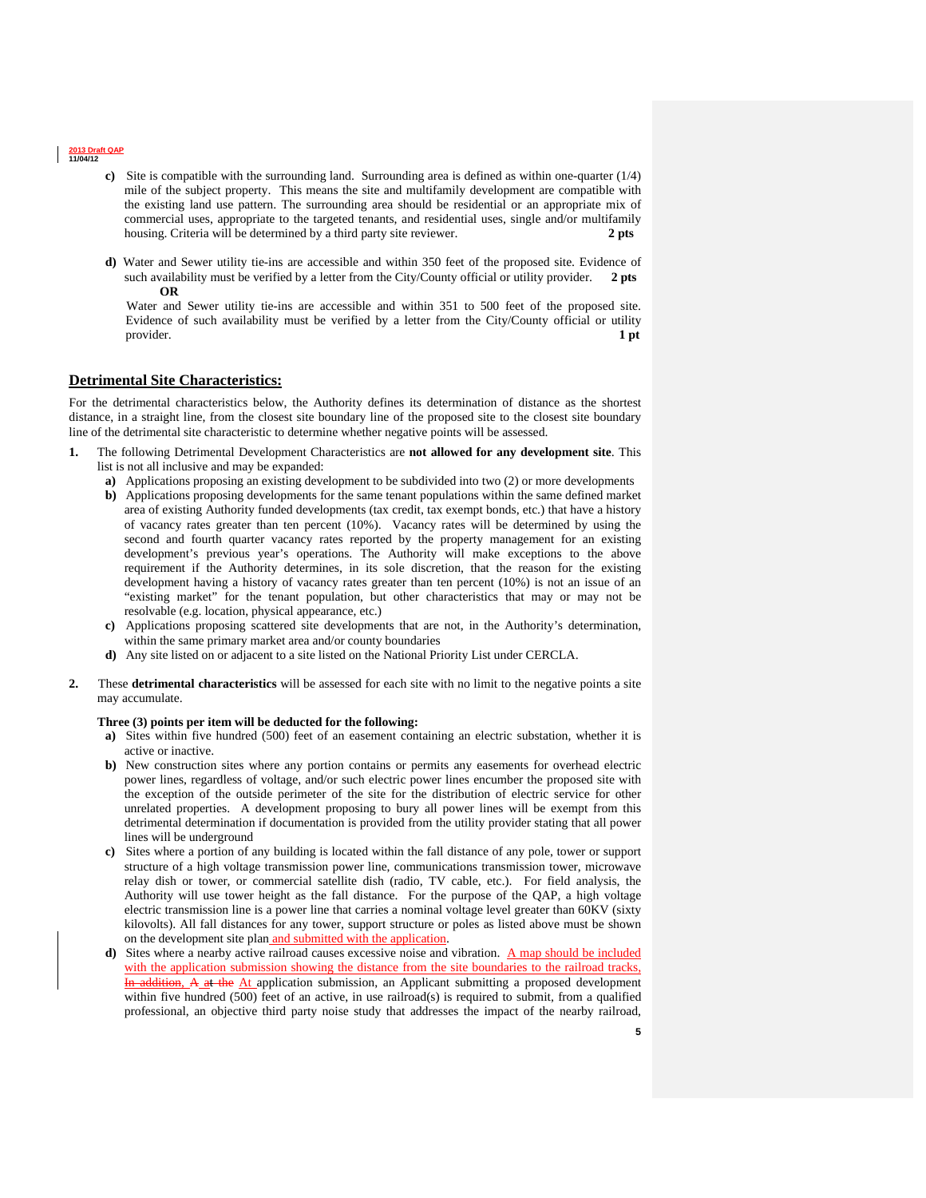c) Site is compatible with the surrounding land. Surrounding area is defined as within one-quarter (1/4) mile of the subject property. This means the site and multifamily development are compatible with the existing land use pattern. The surrounding area should be residential or an appropriate mix of commercial uses, appropriate to the targeted tenants, and residential uses, single and/or multifamily housing. Criteria will be determined by a third party site reviewer. **2 pts**

d) Water and Sewer utility tie-ins are accessible and within 350 feet of the proposed site. Evidence of such availability must be verified by a letter from the City/County official or utility provider. **2 pts**

**OR**

Water and Sewer utility tie-ins are accessible and within 351 to 500 feet of the proposed site. Evidence of such availability must be verified by a letter from the City/County official or utility provider. **1 pt**

## Detrimental Site Characteristics:

For the detrimental characteristics below, the Authority defines its determination of distance as the shortest distance, in a straight line, from the closest site boundary line of the proposed site to the closest site boundary line of the detrimental site characteristic to determine whether negative points will be assessed.

1. The following Detrimental Development Characteristics are **not allowed for any development site**. This list is not all inclusive and may be expanded:
   - **a)** Applications proposing an existing development to be subdivided into two (2) or more developments
   - **b)** Applications proposing developments for the same tenant populations within the same defined market area of existing Authority funded developments (tax credit, tax exempt bonds, etc.) that have a history of vacancy rates greater than ten percent (10%). Vacancy rates will be determined by using the second and fourth quarter vacancy rates reported by the property management for an existing development's previous year's operations. The Authority will make exceptions to the above requirement if the Authority determines, in its sole discretion, that the reason for the existing development having a history of vacancy rates greater than ten percent (10%) is not an issue of an "existing market" for the tenant population, but other characteristics that may or may not be resolvable (e.g. location, physical appearance, etc.)
   - **c)** Applications proposing scattered site developments that are not, in the Authority's determination, within the same primary market area and/or county boundaries
   - **d)** Any site listed on or adjacent to a site listed on the National Priority List under CERCLA.

2. These **detrimental characteristics** will be assessed for each site with no limit to the negative points a site may accumulate.

   **Three (3) points per item will be deducted for the following:**
   - **a)** Sites within five hundred (500) feet of an easement containing an electric substation, whether it is active or inactive.
   - **b)** New construction sites where any portion contains or permits any easements for overhead electric power lines, regardless of voltage, and/or such electric power lines encumber the proposed site with the exception of the outside perimeter of the site for the distribution of electric service for other unrelated properties. A development proposing to bury all power lines will be exempt from this detrimental determination if documentation is provided from the utility provider stating that all power lines will be underground
   - **c)** Sites where a portion of any building is located within the fall distance of any pole, tower or support structure of a high voltage transmission power line, communications transmission tower, microwave relay dish or tower, or commercial satellite dish (radio, TV cable, etc.). For field analysis, the Authority will use tower height as the fall distance. For the purpose of the QAP, a high voltage electric transmission line is a power line that carries a nominal voltage level greater than 60KV (sixty kilovolts). All fall distances for any tower, support structure or poles as listed above must be shown on the development site plan and submitted with the application.
   - **d)** Sites where a nearby active railroad causes excessive noise and vibration. A map should be included with the application submission showing the distance from the site boundaries to the railroad tracks, ~~In addition, A at the~~ At application submission, an Applicant submitting a proposed development within five hundred (500) feet of an active, in use railroad(s) is required to submit, from a qualified professional, an objective third party noise study that addresses the impact of the nearby railroad,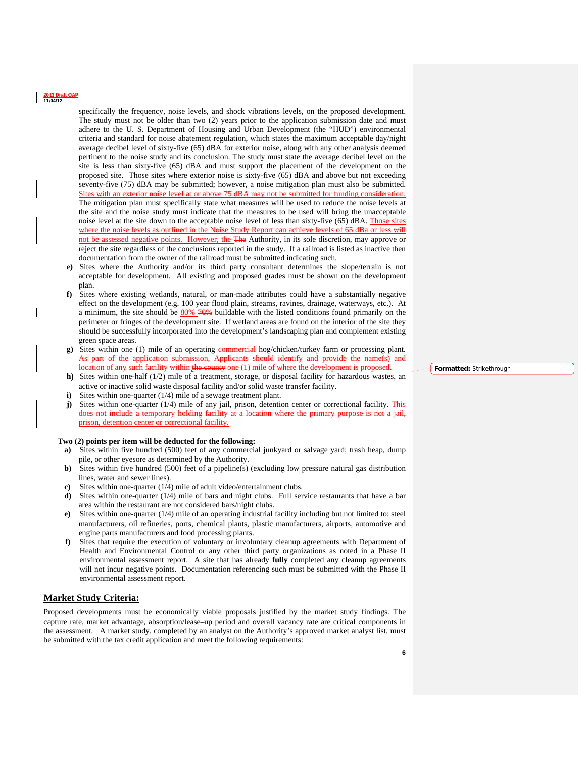specifically the frequency, noise levels, and shock vibrations levels, on the proposed development. The study must not be older than two (2) years prior to the application submission date and must adhere to the U. S. Department of Housing and Urban Development (the "HUD") environmental criteria and standard for noise abatement regulation, which states the maximum acceptable day/night average decibel level of sixty-five (65) dBA for exterior noise, along with any other analysis deemed pertinent to the noise study and its conclusion. The study must state the average decibel level on the site is less than sixty-five (65) dBA and must support the placement of the development on the proposed site. Those sites where exterior noise is sixty-five (65) dBA and above but not exceeding seventy-five (75) dBA may be submitted; however, a noise mitigation plan must also be submitted. Sites with an exterior noise level at or above 75 dBA may not be submitted for funding consideration. The mitigation plan must specifically state what measures will be used to reduce the noise levels at the site and the noise study must indicate that the measures to be used will bring the unacceptable noise level at the site down to the acceptable noise level of less than sixty-five (65) dBA. Those sites where the noise levels as outlined in the Noise Study Report can achieve levels of 65 dBa or less will not be assessed negative points. However, the ~~The~~ Authority, in its sole discretion, may approve or reject the site regardless of the conclusions reported in the study. If a railroad is listed as inactive then documentation from the owner of the railroad must be submitted indicating such.

**e)** Sites where the Authority and/or its third party consultant determines the slope/terrain is not acceptable for development. All existing and proposed grades must be shown on the development plan.

**f)** Sites where existing wetlands, natural, or man-made attributes could have a substantially negative effect on the development (e.g. 100 year flood plain, streams, ravines, drainage, waterways, etc.). At a minimum, the site should be 80% ~~70%~~ buildable with the listed conditions found primarily on the perimeter or fringes of the development site. If wetland areas are found on the interior of the site they should be successfully incorporated into the development's landscaping plan and complement existing green space areas.

**g)** Sites within one (1) mile of an operating commercial hog/chicken/turkey farm or processing plant. As part of the application submission, Applicants should identify and provide the name(s) and location of any such facility within ~~the county~~ one (1) mile of where the development is proposed.

**h)** Sites within one-half (1/2) mile of a treatment, storage, or disposal facility for hazardous wastes, an active or inactive solid waste disposal facility and/or solid waste transfer facility.

**i)** Sites within one-quarter (1/4) mile of a sewage treatment plant.

**j)** Sites within one-quarter (1/4) mile of any jail, prison, detention center or correctional facility. This does not include a temporary holding facility at a location where the primary purpose is not a jail, prison, detention center or correctional facility.

**Two (2) points per item will be deducted for the following:**

**a)** Sites within five hundred (500) feet of any commercial junkyard or salvage yard; trash heap, dump pile, or other eyesore as determined by the Authority.

**b)** Sites within five hundred (500) feet of a pipeline(s) (excluding low pressure natural gas distribution lines, water and sewer lines).

**c)** Sites within one-quarter (1/4) mile of adult video/entertainment clubs.

**d)** Sites within one-quarter (1/4) mile of bars and night clubs. Full service restaurants that have a bar area within the restaurant are not considered bars/night clubs.

**e)** Sites within one-quarter (1/4) mile of an operating industrial facility including but not limited to: steel manufacturers, oil refineries, ports, chemical plants, plastic manufacturers, airports, automotive and engine parts manufacturers and food processing plants.

**f)** Sites that require the execution of voluntary or involuntary cleanup agreements with Department of Health and Environmental Control or any other third party organizations as noted in a Phase II environmental assessment report. A site that has already **fully** completed any cleanup agreements will not incur negative points. Documentation referencing such must be submitted with the Phase II environmental assessment report.

## Market Study Criteria:

Proposed developments must be economically viable proposals justified by the market study findings. The capture rate, market advantage, absorption/lease–up period and overall vacancy rate are critical components in the assessment. A market study, completed by an analyst on the Authority's approved market analyst list, must be submitted with the tax credit application and meet the following requirements: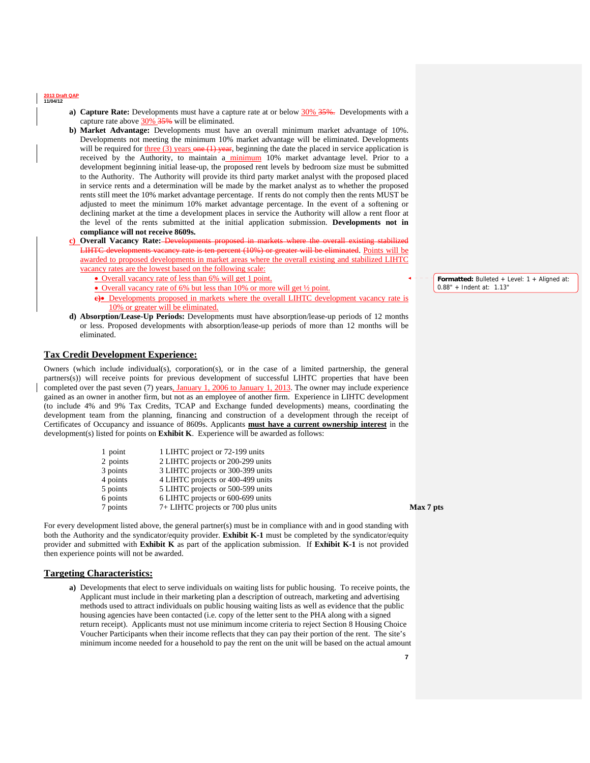a) **Capture Rate:** Developments must have a capture rate at or below 30% 35%. Developments with a capture rate above 30% 35% will be eliminated.

b) **Market Advantage:** Developments must have an overall minimum market advantage of 10%. Developments not meeting the minimum 10% market advantage will be eliminated. Developments will be required for three (3) years one (1) year, beginning the date the placed in service application is received by the Authority, to maintain a minimum 10% market advantage level. Prior to a development beginning initial lease-up, the proposed rent levels by bedroom size must be submitted to the Authority. The Authority will provide its third party market analyst with the proposed placed in service rents and a determination will be made by the market analyst as to whether the proposed rents still meet the 10% market advantage percentage. If rents do not comply then the rents MUST be adjusted to meet the minimum 10% market advantage percentage. In the event of a softening or declining market at the time a development places in service the Authority will allow a rent floor at the level of the rents submitted at the initial application submission. **Developments not in compliance will not receive 8609s.**

c) **Overall Vacancy Rate:** ~~Developments proposed in markets where the overall existing stabilized LIHTC developments vacancy rate is ten percent (10%) or greater will be eliminated~~. Points will be awarded to proposed developments in market areas where the overall existing and stabilized LIHTC vacancy rates are the lowest based on the following scale:
   - Overall vacancy rate of less than 6% will get 1 point.
   - Overall vacancy rate of 6% but less than 10% or more will get ½ point.
   - ~~c)~~ Developments proposed in markets where the overall LIHTC development vacancy rate is 10% or greater will be eliminated.

d) **Absorption/Lease-Up Periods:** Developments must have absorption/lease-up periods of 12 months or less. Proposed developments with absorption/lease-up periods of more than 12 months will be eliminated.

## Tax Credit Development Experience:

Owners (which include individual(s), corporation(s), or in the case of a limited partnership, the general partners(s)) will receive points for previous development of successful LIHTC properties that have been completed over the past seven (7) years, January 1, 2006 to January 1, 2013. The owner may include experience gained as an owner in another firm, but not as an employee of another firm. Experience in LIHTC development (to include 4% and 9% Tax Credits, TCAP and Exchange funded developments) means, coordinating the development team from the planning, financing and construction of a development through the receipt of Certificates of Occupancy and issuance of 8609s. Applicants **must have a current ownership interest** in the development(s) listed for points on **Exhibit K**. Experience will be awarded as follows:

| | | |
|---|---|---|
| 1 point | 1 LIHTC project or 72-199 units | |
| 2 points | 2 LIHTC projects or 200-299 units | |
| 3 points | 3 LIHTC projects or 300-399 units | |
| 4 points | 4 LIHTC projects or 400-499 units | |
| 5 points | 5 LIHTC projects or 500-599 units | |
| 6 points | 6 LIHTC projects or 600-699 units | |
| 7 points | 7+ LIHTC projects or 700 plus units | **Max 7 pts** |

For every development listed above, the general partner(s) must be in compliance with and in good standing with both the Authority and the syndicator/equity provider. **Exhibit K-1** must be completed by the syndicator/equity provider and submitted with **Exhibit K** as part of the application submission. If **Exhibit K-1** is not provided then experience points will not be awarded.

## Targeting Characteristics:

a) Developments that elect to serve individuals on waiting lists for public housing. To receive points, the Applicant must include in their marketing plan a description of outreach, marketing and advertising methods used to attract individuals on public housing waiting lists as well as evidence that the public housing agencies have been contacted (i.e. copy of the letter sent to the PHA along with a signed return receipt). Applicants must not use minimum income criteria to reject Section 8 Housing Choice Voucher Participants when their income reflects that they can pay their portion of the rent. The site's minimum income needed for a household to pay the rent on the unit will be based on the actual amount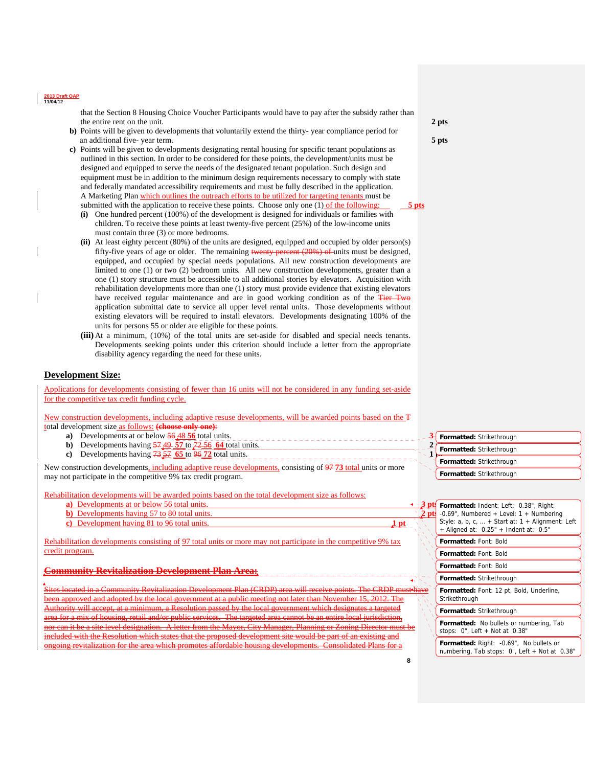that the Section 8 Housing Choice Voucher Participants would have to pay after the subsidy rather than the entire rent on the unit. **2 pts**

**b)** Points will be given to developments that voluntarily extend the thirty- year compliance period for an additional five- year term. **5 pts**

**c)** Points will be given to developments designating rental housing for specific tenant populations as outlined in this section. In order to be considered for these points, the development/units must be designed and equipped to serve the needs of the designated tenant population. Such design and equipment must be in addition to the minimum design requirements necessary to comply with state and federally mandated accessibility requirements and must be fully described in the application. A Marketing Plan which outlines the outreach efforts to be utilized for targeting tenants must be submitted with the application to receive these points. Choose only one (1) of the following: **5 pts**

**(i)** One hundred percent (100%) of the development is designed for individuals or families with children. To receive these points at least twenty-five percent (25%) of the low-income units must contain three (3) or more bedrooms.

**(ii)** At least eighty percent (80%) of the units are designed, equipped and occupied by older person(s) fifty-five years of age or older. The remaining ~~twenty percent (20%) of~~ units must be designed, equipped, and occupied by special needs populations. All new construction developments are limited to one (1) or two (2) bedroom units. All new construction developments, greater than a one (1) story structure must be accessible to all additional stories by elevators. Acquisition with rehabilitation developments more than one (1) story must provide evidence that existing elevators have received regular maintenance and are in good working condition as of the ~~Tier Two~~ application submittal date to service all upper level rental units. Those developments without existing elevators will be required to install elevators. Developments designating 100% of the units for persons 55 or older are eligible for these points.

**(iii)** At a minimum, (10%) of the total units are set-aside for disabled and special needs tenants. Developments seeking points under this criterion should include a letter from the appropriate disability agency regarding the need for these units.

## Development Size:

Applications for developments consisting of fewer than 16 units will not be considered in any funding set-aside for the competitive tax credit funding cycle.

New construction developments, including adaptive resuse developments, will be awarded points based on the ~~T~~ total development size as follows: ~~(choose only one):~~

**a)** Developments at or below ~~56~~ ~~48~~ **56** total units. **3**

**b)** Developments having ~~57~~ ~~49~~ **57** to ~~72~~ ~~56~~ **64** total units. **2**

**c)** Developments having ~~73~~ ~~57~~ **65** to ~~96~~ **72** total units. **1**

New construction developments, including adaptive reuse developments, consisting of ~~97~~ **73** total units or more may not participate in the competitive 9% tax credit program.

Rehabilitation developments will be awarded points based on the total development size as follows:

**a)** Developments at or below 56 total units. **3 pts**

**b)** Developments having 57 to 80 total units. **2 pts**

**c)** Development having 81 to 96 total units. **1 pt**

Rehabilitation developments consisting of 97 total units or more may not participate in the competitive 9% tax credit program.

## ~~Community Revitalization Development Plan Area:~~

~~Sites located in a Community Revitalization Development Plan (CRDP) area will receive points. The CRDP must have been approved and adopted by the local government at a public meeting not later than November 15, 2012. The Authority will accept, at a minimum, a Resolution passed by the local government which designates a targeted area for a mix of housing, retail and/or public services. The targeted area cannot be an entire local jurisdiction, nor can it be a site level designation. A letter from the Mayor, City Manager, Planning or Zoning Director must be included with the Resolution which states that the proposed development site would be part of an existing and ongoing revitalization for the area which promotes affordable housing developments. Consolidated Plans for a~~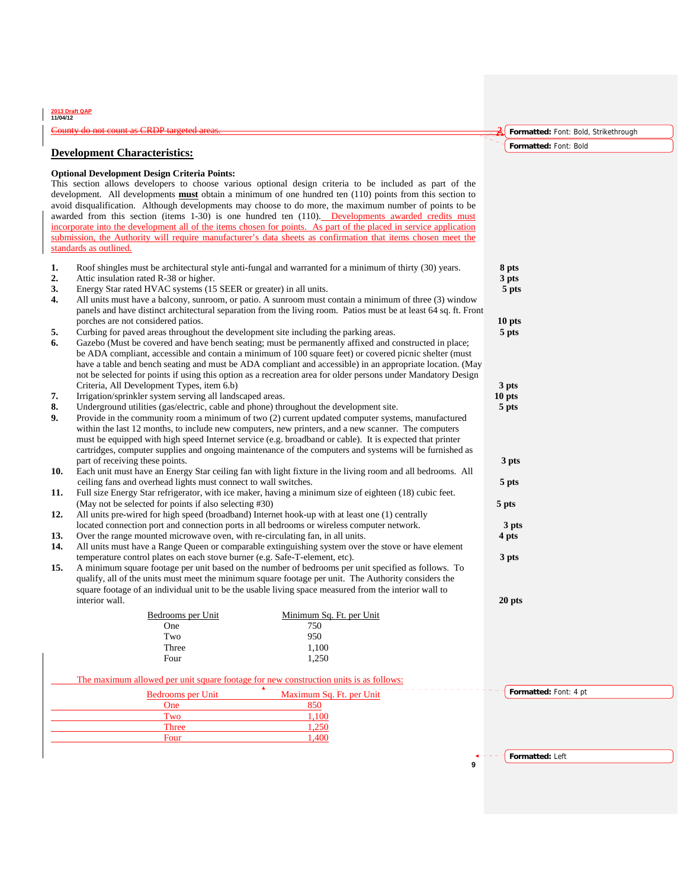County do not count as CRDP targeted areas.

## Development Characteristics:

**Optional Development Design Criteria Points:**

This section allows developers to choose various optional design criteria to be included as part of the development. All developments **must** obtain a minimum of one hundred ten (110) points from this section to avoid disqualification. Although developments may choose to do more, the maximum number of points to be awarded from this section (items 1-30) is one hundred ten (110). Developments awarded credits must incorporate into the development all of the items chosen for points. As part of the placed in service application submission, the Authority will require manufacturer's data sheets as confirmation that items chosen meet the standards as outlined.

1. Roof shingles must be architectural style anti-fungal and warranted for a minimum of thirty (30) years. **8 pts**
2. Attic insulation rated R-38 or higher. **3 pts**
3. Energy Star rated HVAC systems (15 SEER or greater) in all units. **5 pts**
4. All units must have a balcony, sunroom, or patio. A sunroom must contain a minimum of three (3) window panels and have distinct architectural separation from the living room. Patios must be at least 64 sq. ft. Front porches are not considered patios. **10 pts**
5. Curbing for paved areas throughout the development site including the parking areas. **5 pts**
6. Gazebo (Must be covered and have bench seating; must be permanently affixed and constructed in place; be ADA compliant, accessible and contain a minimum of 100 square feet) or covered picnic shelter (must have a table and bench seating and must be ADA compliant and accessible) in an appropriate location. (May not be selected for points if using this option as a recreation area for older persons under Mandatory Design Criteria, All Development Types, item 6.b) **3 pts**
7. Irrigation/sprinkler system serving all landscaped areas. **10 pts**
8. Underground utilities (gas/electric, cable and phone) throughout the development site. **5 pts**
9. Provide in the community room a minimum of two (2) current updated computer systems, manufactured within the last 12 months, to include new computers, new printers, and a new scanner. The computers must be equipped with high speed Internet service (e.g. broadband or cable). It is expected that printer cartridges, computer supplies and ongoing maintenance of the computers and systems will be furnished as part of receiving these points. **3 pts**
10. Each unit must have an Energy Star ceiling fan with light fixture in the living room and all bedrooms. All ceiling fans and overhead lights must connect to wall switches. **5 pts**
11. Full size Energy Star refrigerator, with ice maker, having a minimum size of eighteen (18) cubic feet. (May not be selected for points if also selecting #30) **5 pts**
12. All units pre-wired for high speed (broadband) Internet hook-up with at least one (1) centrally located connection port and connection ports in all bedrooms or wireless computer network. **3 pts**
13. Over the range mounted microwave oven, with re-circulating fan, in all units. **4 pts**
14. All units must have a Range Queen or comparable extinguishing system over the stove or have element temperature control plates on each stove burner (e.g. Safe-T-element, etc). **3 pts**
15. A minimum square footage per unit based on the number of bedrooms per unit specified as follows. To qualify, all of the units must meet the minimum square footage per unit. The Authority considers the square footage of an individual unit to be the usable living space measured from the interior wall to interior wall. **20 pts**

| Bedrooms per Unit | Minimum Sq. Ft. per Unit |
|---|---|
| One | 750 |
| Two | 950 |
| Three | 1,100 |
| Four | 1,250 |

The maximum allowed per unit square footage for new construction units is as follows:

| Bedrooms per Unit | Maximum Sq. Ft. per Unit |
|---|---|
| One | 850 |
| Two | 1,100 |
| Three | 1,250 |
| Four | 1,400 |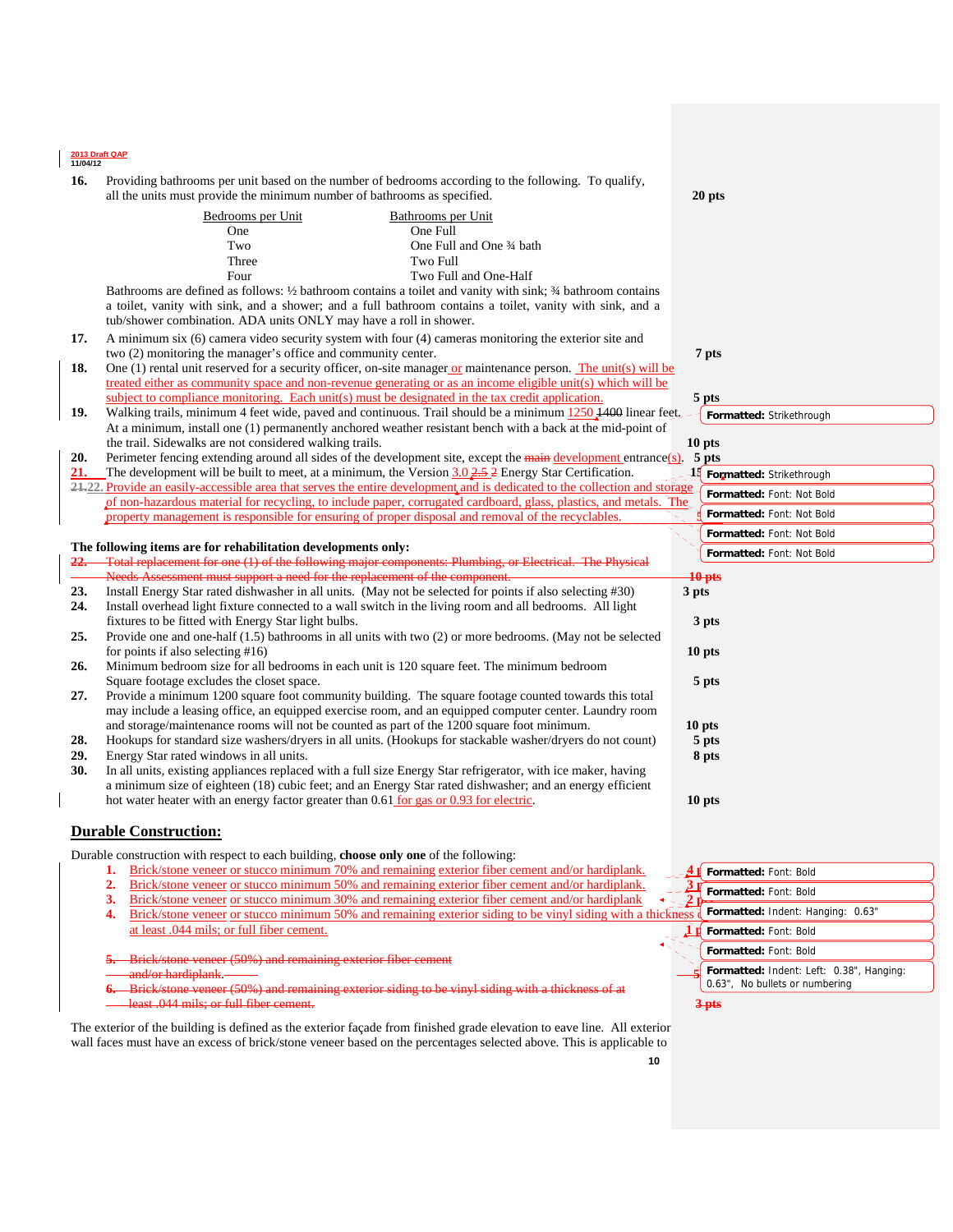16. Providing bathrooms per unit based on the number of bedrooms according to the following. To qualify, all the units must provide the minimum number of bathrooms as specified. **20 pts**

| Bedrooms per Unit | Bathrooms per Unit |
|---|---|
| One | One Full |
| Two | One Full and One ¾ bath |
| Three | Two Full |
| Four | Two Full and One-Half |

Bathrooms are defined as follows: ½ bathroom contains a toilet and vanity with sink; ¾ bathroom contains a toilet, vanity with sink, and a shower; and a full bathroom contains a toilet, vanity with sink, and a tub/shower combination. ADA units ONLY may have a roll in shower.

17. A minimum six (6) camera video security system with four (4) cameras monitoring the exterior site and two (2) monitoring the manager's office and community center. **7 pts**

18. One (1) rental unit reserved for a security officer, on-site manager or maintenance person. The unit(s) will be treated either as community space and non-revenue generating or as an income eligible unit(s) which will be subject to compliance monitoring. Each unit(s) must be designated in the tax credit application. **5 pts**

19. Walking trails, minimum 4 feet wide, paved and continuous. Trail should be a minimum 1250 ~~1400~~ linear feet. At a minimum, install one (1) permanently anchored weather resistant bench with a back at the mid-point of the trail. Sidewalks are not considered walking trails. **10 pts**

20. Perimeter fencing extending around all sides of the development site, except the ~~main~~ development entrance(s). **5 pts**

21. The development will be built to meet, at a minimum, the Version 3.0 ~~2.5~~ ~~2~~ Energy Star Certification. **15 pts**

~~21.~~22. Provide an easily-accessible area that serves the entire development and is dedicated to the collection and storage of non-hazardous material for recycling, to include paper, corrugated cardboard, glass, plastics, and metals. The property management is responsible for ensuring of proper disposal and removal of the recyclables. **5 pts**

**The following items are for rehabilitation developments only:**

~~22. Total replacement for one (1) of the following major components: Plumbing, or Electrical. The Physical Needs Assessment must support a need for the replacement of the component.~~ ~~**10 pts**~~

23. Install Energy Star rated dishwasher in all units. (May not be selected for points if also selecting #30) **3 pts**

24. Install overhead light fixture connected to a wall switch in the living room and all bedrooms. All light fixtures to be fitted with Energy Star light bulbs. **3 pts**

25. Provide one and one-half (1.5) bathrooms in all units with two (2) or more bedrooms. (May not be selected for points if also selecting #16) **10 pts**

26. Minimum bedroom size for all bedrooms in each unit is 120 square feet. The minimum bedroom Square footage excludes the closet space. **5 pts**

27. Provide a minimum 1200 square foot community building. The square footage counted towards this total may include a leasing office, an equipped exercise room, and an equipped computer center. Laundry room and storage/maintenance rooms will not be counted as part of the 1200 square foot minimum. **10 pts**

28. Hookups for standard size washers/dryers in all units. (Hookups for stackable washer/dryers do not count) **5 pts**

29. Energy Star rated windows in all units. **8 pts**

30. In all units, existing appliances replaced with a full size Energy Star refrigerator, with ice maker, having a minimum size of eighteen (18) cubic feet; and an Energy Star rated dishwasher; and an energy efficient hot water heater with an energy factor greater than 0.61 for gas or 0.93 for electric. **10 pts**

## Durable Construction:

Durable construction with respect to each building, **choose only one** of the following:

1. Brick/stone veneer or stucco minimum 70% and remaining exterior fiber cement and/or hardiplank. **4 pts**
2. Brick/stone veneer or stucco minimum 50% and remaining exterior fiber cement and/or hardiplank. **3 pts**
3. Brick/stone veneer or stucco minimum 30% and remaining exterior fiber cement and/or hardiplank **2 pts**
4. Brick/stone veneer or stucco minimum 50% and remaining exterior siding to be vinyl siding with a thickness of at least .044 mils; or full fiber cement. **1 pt**

~~5. Brick/stone veneer (50%) and remaining exterior fiber cement and/or hardiplank.~~ ~~**5 pts**~~
~~6. Brick/stone veneer (50%) and remaining exterior siding to be vinyl siding with a thickness of at least .044 mils; or full fiber cement.~~ ~~**3 pts**~~

The exterior of the building is defined as the exterior façade from finished grade elevation to eave line. All exterior wall faces must have an excess of brick/stone veneer based on the percentages selected above. This is applicable to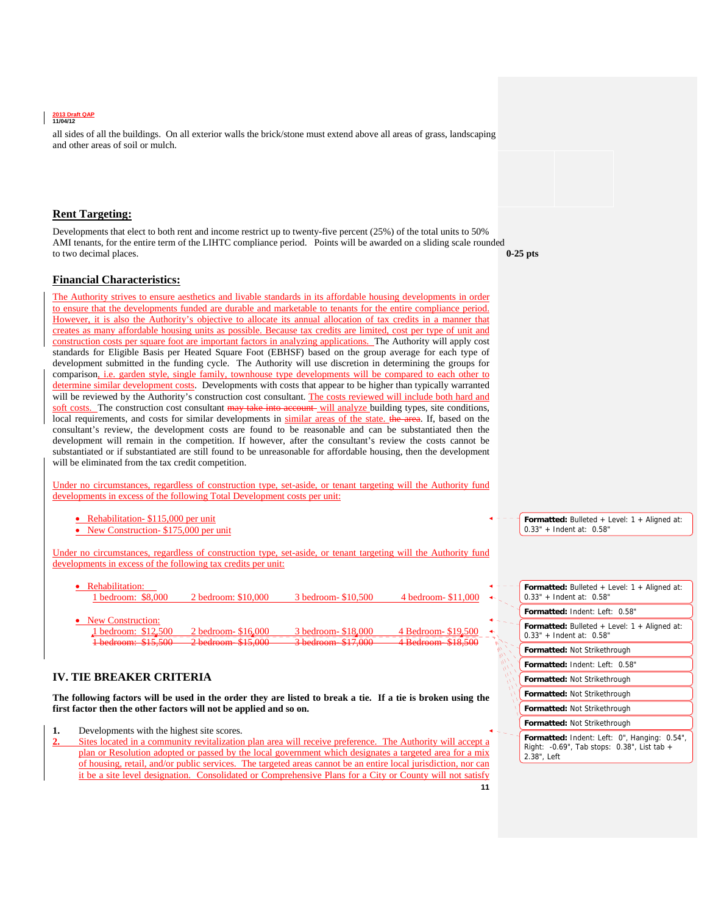all sides of all the buildings. On all exterior walls the brick/stone must extend above all areas of grass, landscaping and other areas of soil or mulch.

## Rent Targeting:

Developments that elect to both rent and income restrict up to twenty-five percent (25%) of the total units to 50% AMI tenants, for the entire term of the LIHTC compliance period. Points will be awarded on a sliding scale rounded to two decimal places. **0-25 pts**

## Financial Characteristics:

The Authority strives to ensure aesthetics and livable standards in its affordable housing developments in order to ensure that the developments funded are durable and marketable to tenants for the entire compliance period. However, it is also the Authority's objective to allocate its annual allocation of tax credits in a manner that creates as many affordable housing units as possible. Because tax credits are limited, cost per type of unit and construction costs per square foot are important factors in analyzing applications. The Authority will apply cost standards for Eligible Basis per Heated Square Foot (EBHSF) based on the group average for each type of development submitted in the funding cycle. The Authority will use discretion in determining the groups for comparison, i.e. garden style, single family, townhouse type developments will be compared to each other to determine similar development costs. Developments with costs that appear to be higher than typically warranted will be reviewed by the Authority's construction cost consultant. The costs reviewed will include both hard and soft costs. The construction cost consultant ~~may take into account~~ will analyze building types, site conditions, local requirements, and costs for similar developments in similar areas of the state. ~~the area~~. If, based on the consultant's review, the development costs are found to be reasonable and can be substantiated then the development will remain in the competition. If however, after the consultant's review the costs cannot be substantiated or if substantiated are still found to be unreasonable for affordable housing, then the development will be eliminated from the tax credit competition.

Under no circumstances, regardless of construction type, set-aside, or tenant targeting will the Authority fund developments in excess of the following Total Development costs per unit:

- Rehabilitation- $115,000 per unit
- New Construction- $175,000 per unit

Under no circumstances, regardless of construction type, set-aside, or tenant targeting will the Authority fund developments in excess of the following tax credits per unit:

- Rehabilitation:
  1 bedroom: $8,000 &nbsp;&nbsp; 2 bedroom: $10,000 &nbsp;&nbsp; 3 bedroom- $10,500 &nbsp;&nbsp; 4 bedroom- $11,000

- New Construction:
  1 bedroom: $12,500 &nbsp;&nbsp; 2 bedroom: $16,000 &nbsp;&nbsp; 3 bedroom- $18,000 &nbsp;&nbsp; 4 Bedroom- $19,500
  ~~1 bedroom: $15,500 &nbsp;&nbsp; 2 bedroom- $15,000 &nbsp;&nbsp; 3 bedroom- $17,000 &nbsp;&nbsp; 4 Bedroom- $18,500~~

## IV. TIE BREAKER CRITERIA

**The following factors will be used in the order they are listed to break a tie. If a tie is broken using the first factor then the other factors will not be applied and so on.**

1. Developments with the highest site scores.
2. Sites located in a community revitalization plan area will receive preference. The Authority will accept a plan or Resolution adopted or passed by the local government which designates a targeted area for a mix of housing, retail, and/or public services. The targeted areas cannot be an entire local jurisdiction, nor can it be a site level designation. Consolidated or Comprehensive Plans for a City or County will not satisfy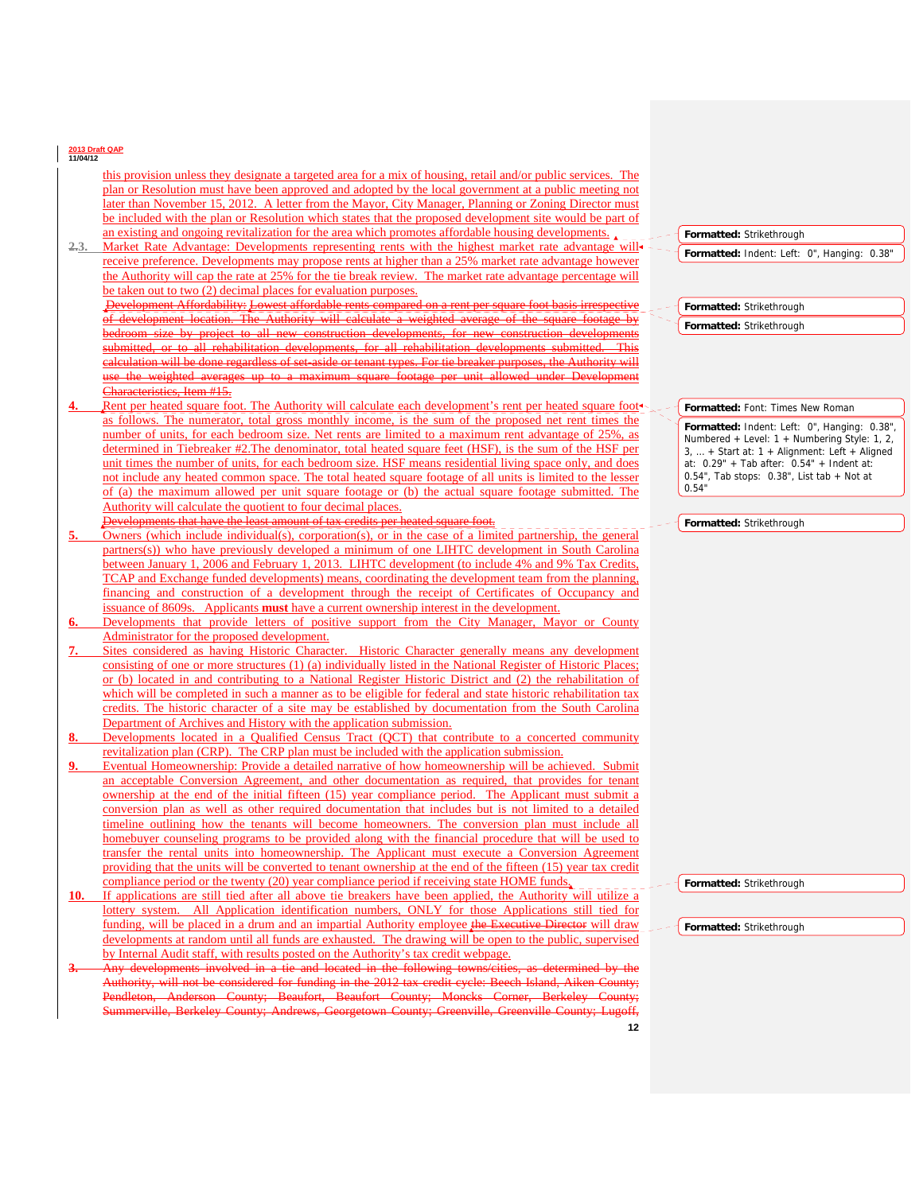this provision unless they designate a targeted area for a mix of housing, retail and/or public services. The plan or Resolution must have been approved and adopted by the local government at a public meeting not later than November 15, 2012. A letter from the Mayor, City Manager, Planning or Zoning Director must be included with the plan or Resolution which states that the proposed development site would be part of an existing and ongoing revitalization for the area which promotes affordable housing developments.

~~2.~~3. Market Rate Advantage: Developments representing rents with the highest market rate advantage will receive preference. Developments may propose rents at higher than a 25% market rate advantage however the Authority will cap the rate at 25% for the tie break review. The market rate advantage percentage will be taken out to two (2) decimal places for evaluation purposes.

~~Development Affordability: Lowest affordable rents compared on a rent per square foot basis irrespective of development location. The Authority will calculate a weighted average of the square footage by bedroom size by project to all new construction developments, for new construction developments submitted, or to all rehabilitation developments, for all rehabilitation developments submitted. This calculation will be done regardless of set-aside or tenant types. For tie breaker purposes, the Authority will use the weighted averages up to a maximum square footage per unit allowed under Development Characteristics, Item #15.~~

4. Rent per heated square foot. The Authority will calculate each development's rent per heated square foot as follows. The numerator, total gross monthly income, is the sum of the proposed net rent times the number of units, for each bedroom size. Net rents are limited to a maximum rent advantage of 25%, as determined in Tiebreaker #2.The denominator, total heated square feet (HSF), is the sum of the HSF per unit times the number of units, for each bedroom size. HSF means residential living space only, and does not include any heated common space. The total heated square footage of all units is limited to the lesser of (a) the maximum allowed per unit square footage or (b) the actual square footage submitted. The Authority will calculate the quotient to four decimal places.

~~Developments that have the least amount of tax credits per heated square foot.~~

5. Owners (which include individual(s), corporation(s), or in the case of a limited partnership, the general partners(s)) who have previously developed a minimum of one LIHTC development in South Carolina between January 1, 2006 and February 1, 2013. LIHTC development (to include 4% and 9% Tax Credits, TCAP and Exchange funded developments) means, coordinating the development team from the planning, financing and construction of a development through the receipt of Certificates of Occupancy and issuance of 8609s. Applicants **must** have a current ownership interest in the development.

6. Developments that provide letters of positive support from the City Manager, Mayor or County Administrator for the proposed development.

7. Sites considered as having Historic Character. Historic Character generally means any development consisting of one or more structures (1) (a) individually listed in the National Register of Historic Places; or (b) located in and contributing to a National Register Historic District and (2) the rehabilitation of which will be completed in such a manner as to be eligible for federal and state historic rehabilitation tax credits. The historic character of a site may be established by documentation from the South Carolina Department of Archives and History with the application submission.

8. Developments located in a Qualified Census Tract (QCT) that contribute to a concerted community revitalization plan (CRP). The CRP plan must be included with the application submission.

9. Eventual Homeownership: Provide a detailed narrative of how homeownership will be achieved. Submit an acceptable Conversion Agreement, and other documentation as required, that provides for tenant ownership at the end of the initial fifteen (15) year compliance period. The Applicant must submit a conversion plan as well as other required documentation that includes but is not limited to a detailed timeline outlining how the tenants will become homeowners. The conversion plan must include all homebuyer counseling programs to be provided along with the financial procedure that will be used to transfer the rental units into homeownership. The Applicant must execute a Conversion Agreement providing that the units will be converted to tenant ownership at the end of the fifteen (15) year tax credit compliance period or the twenty (20) year compliance period if receiving state HOME funds.

10. If applications are still tied after all above tie breakers have been applied, the Authority will utilize a lottery system. All Application identification numbers, ONLY for those Applications still tied for funding, will be placed in a drum and an impartial Authority employee ~~the Executive Director~~ will draw developments at random until all funds are exhausted. The drawing will be open to the public, supervised by Internal Audit staff, with results posted on the Authority's tax credit webpage.

~~3. Any developments involved in a tie and located in the following towns/cities, as determined by the Authority, will not be considered for funding in the 2012 tax credit cycle: Beech Island, Aiken County; Pendleton, Anderson County; Beaufort, Beaufort County; Moncks Corner, Berkeley County; Summerville, Berkeley County; Andrews, Georgetown County; Greenville, Greenville County; Lugoff,~~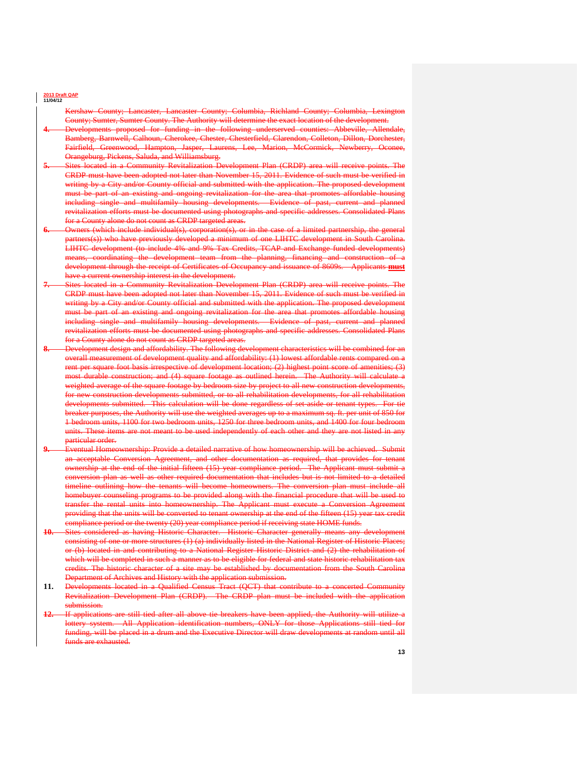~~Kershaw County; Lancaster, Lancaster County; Columbia, Richland County; Columbia, Lexington County; Sumter, Sumter County. The Authority will determine the exact location of the development.~~

~~**4.** Developments proposed for funding in the following underserved counties: Abbeville, Allendale, Bamberg, Barnwell, Calhoun, Cherokee, Chester, Chesterfield, Clarendon, Colleton, Dillon, Dorchester, Fairfield, Greenwood, Hampton, Jasper, Laurens, Lee, Marion, McCormick, Newberry, Oconee, Orangeburg, Pickens, Saluda, and Williamsburg.~~

~~**5.** Sites located in a Community Revitalization Development Plan (CRDP) area will receive points. The CRDP must have been adopted not later than November 15, 2011. Evidence of such must be verified in writing by a City and/or County official and submitted with the application. The proposed development must be part of an existing and ongoing revitalization for the area that promotes affordable housing including single and multifamily housing developments. Evidence of past, current and planned revitalization efforts must be documented using photographs and specific addresses. Consolidated Plans for a County alone do not count as CRDP targeted areas.~~

~~**6.** Owners (which include individual(s), corporation(s), or in the case of a limited partnership, the general partners(s)) who have previously developed a minimum of one LIHTC development in South Carolina. LIHTC development (to include 4% and 9% Tax Credits, TCAP and Exchange funded developments) means, coordinating the development team from the planning, financing and construction of a development through the receipt of Certificates of Occupancy and issuance of 8609s. Applicants **must** have a current ownership interest in the development.~~

~~**7.** Sites located in a Community Revitalization Development Plan (CRDP) area will receive points. The CRDP must have been adopted not later than November 15, 2011. Evidence of such must be verified in writing by a City and/or County official and submitted with the application. The proposed development must be part of an existing and ongoing revitalization for the area that promotes affordable housing including single and multifamily housing developments. Evidence of past, current and planned revitalization efforts must be documented using photographs and specific addresses. Consolidated Plans for a County alone do not count as CRDP targeted areas.~~

~~**8.** Development design and affordability. The following development characteristics will be combined for an overall measurement of development quality and affordability: (1) lowest affordable rents compared on a rent per square foot basis irrespective of development location; (2) highest point score of amenities; (3) most durable construction; and (4) square footage as outlined herein. The Authority will calculate a weighted average of the square footage by bedroom size by project to all new construction developments, for new construction developments submitted, or to all rehabilitation developments, for all rehabilitation developments submitted. This calculation will be done regardless of set-aside or tenant types. For tie breaker purposes, the Authority will use the weighted averages up to a maximum sq. ft. per unit of 850 for 1 bedroom units, 1100 for two bedroom units, 1250 for three bedroom units, and 1400 for four bedroom units. These items are not meant to be used independently of each other and they are not listed in any particular order.~~

~~**9.** Eventual Homeownership: Provide a detailed narrative of how homeownership will be achieved. Submit an acceptable Conversion Agreement, and other documentation as required, that provides for tenant ownership at the end of the initial fifteen (15) year compliance period. The Applicant must submit a conversion plan as well as other required documentation that includes but is not limited to a detailed timeline outlining how the tenants will become homeowners. The conversion plan must include all homebuyer counseling programs to be provided along with the financial procedure that will be used to transfer the rental units into homeownership. The Applicant must execute a Conversion Agreement providing that the units will be converted to tenant ownership at the end of the fifteen (15) year tax credit compliance period or the twenty (20) year compliance period if receiving state HOME funds.~~

~~**10.** Sites considered as having Historic Character. Historic Character generally means any development consisting of one or more structures (1) (a) individually listed in the National Register of Historic Places; or (b) located in and contributing to a National Register Historic District and (2) the rehabilitation of which will be completed in such a manner as to be eligible for federal and state historic rehabilitation tax credits. The historic character of a site may be established by documentation from the South Carolina Department of Archives and History with the application submission.~~

**11.** ~~Developments located in a Qualified Census Tract (QCT) that contribute to a concerted Community Revitalization Development Plan (CRDP). The CRDP plan must be included with the application submission.~~

~~**12.** If applications are still tied after all above tie breakers have been applied, the Authority will utilize a lottery system. All Application identification numbers, ONLY for those Applications still tied for funding, will be placed in a drum and the Executive Director will draw developments at random until all funds are exhausted.~~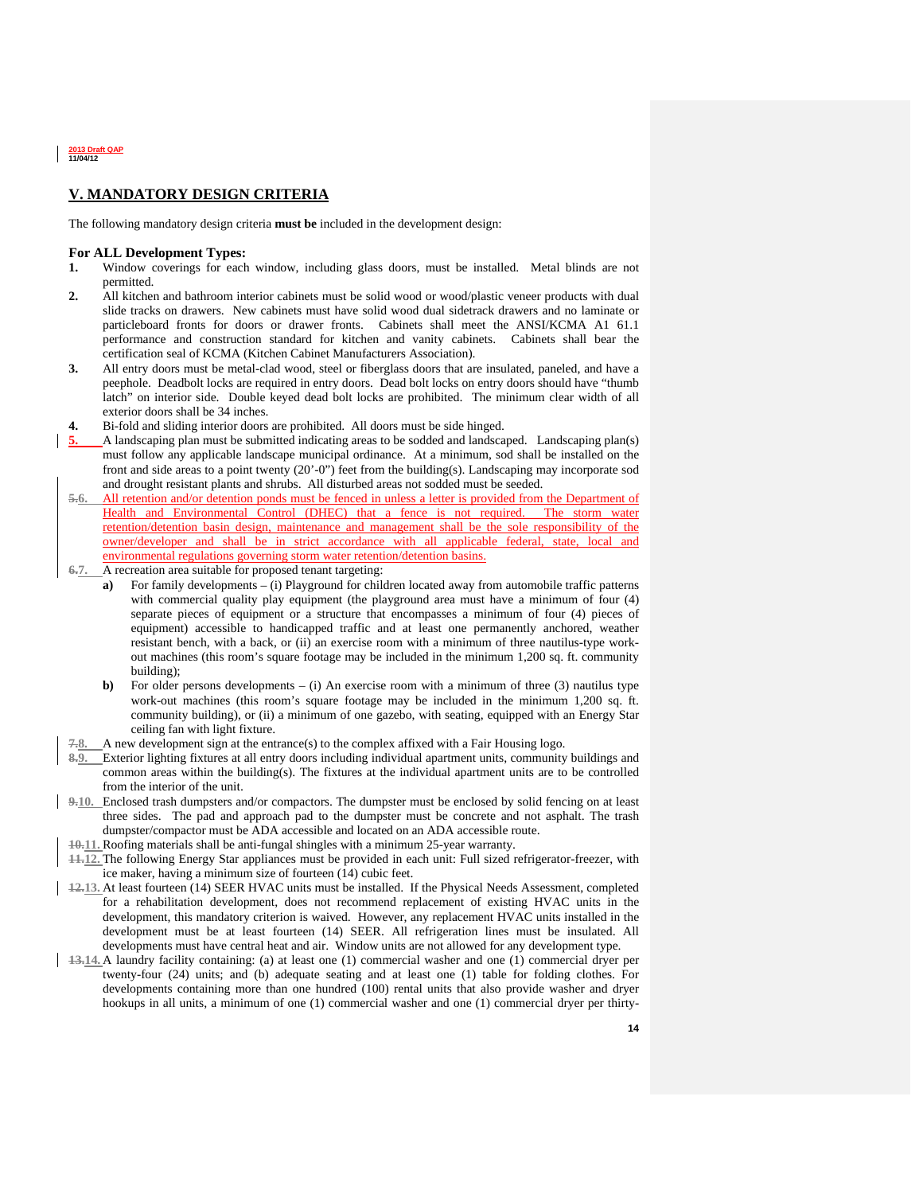## V. MANDATORY DESIGN CRITERIA

The following mandatory design criteria **must be** included in the development design:

### For ALL Development Types:

1. Window coverings for each window, including glass doors, must be installed. Metal blinds are not permitted.
2. All kitchen and bathroom interior cabinets must be solid wood or wood/plastic veneer products with dual slide tracks on drawers. New cabinets must have solid wood dual sidetrack drawers and no laminate or particleboard fronts for doors or drawer fronts. Cabinets shall meet the ANSI/KCMA A1 61.1 performance and construction standard for kitchen and vanity cabinets. Cabinets shall bear the certification seal of KCMA (Kitchen Cabinet Manufacturers Association).
3. All entry doors must be metal-clad wood, steel or fiberglass doors that are insulated, paneled, and have a peephole. Deadbolt locks are required in entry doors. Dead bolt locks on entry doors should have "thumb latch" on interior side. Double keyed dead bolt locks are prohibited. The minimum clear width of all exterior doors shall be 34 inches.
4. Bi-fold and sliding interior doors are prohibited. All doors must be side hinged.
5. A landscaping plan must be submitted indicating areas to be sodded and landscaped. Landscaping plan(s) must follow any applicable landscape municipal ordinance. At a minimum, sod shall be installed on the front and side areas to a point twenty (20'-0") feet from the building(s). Landscaping may incorporate sod and drought resistant plants and shrubs. All disturbed areas not sodded must be seeded.
6. All retention and/or detention ponds must be fenced in unless a letter is provided from the Department of Health and Environmental Control (DHEC) that a fence is not required. The storm water retention/detention basin design, maintenance and management shall be the sole responsibility of the owner/developer and shall be in strict accordance with all applicable federal, state, local and environmental regulations governing storm water retention/detention basins.
7. A recreation area suitable for proposed tenant targeting:
   - **a)** For family developments – (i) Playground for children located away from automobile traffic patterns with commercial quality play equipment (the playground area must have a minimum of four (4) separate pieces of equipment or a structure that encompasses a minimum of four (4) pieces of equipment) accessible to handicapped traffic and at least one permanently anchored, weather resistant bench, with a back, or (ii) an exercise room with a minimum of three nautilus-type work-out machines (this room's square footage may be included in the minimum 1,200 sq. ft. community building);
   - **b)** For older persons developments – (i) An exercise room with a minimum of three (3) nautilus type work-out machines (this room's square footage may be included in the minimum 1,200 sq. ft. community building), or (ii) a minimum of one gazebo, with seating, equipped with an Energy Star ceiling fan with light fixture.
8. A new development sign at the entrance(s) to the complex affixed with a Fair Housing logo.
9. Exterior lighting fixtures at all entry doors including individual apartment units, community buildings and common areas within the building(s). The fixtures at the individual apartment units are to be controlled from the interior of the unit.
10. Enclosed trash dumpsters and/or compactors. The dumpster must be enclosed by solid fencing on at least three sides. The pad and approach pad to the dumpster must be concrete and not asphalt. The trash dumpster/compactor must be ADA accessible and located on an ADA accessible route.
11. Roofing materials shall be anti-fungal shingles with a minimum 25-year warranty.
12. The following Energy Star appliances must be provided in each unit: Full sized refrigerator-freezer, with ice maker, having a minimum size of fourteen (14) cubic feet.
13. At least fourteen (14) SEER HVAC units must be installed. If the Physical Needs Assessment, completed for a rehabilitation development, does not recommend replacement of existing HVAC units in the development, this mandatory criterion is waived. However, any replacement HVAC units installed in the development must be at least fourteen (14) SEER. All refrigeration lines must be insulated. All developments must have central heat and air. Window units are not allowed for any development type.
14. A laundry facility containing: (a) at least one (1) commercial washer and one (1) commercial dryer per twenty-four (24) units; and (b) adequate seating and at least one (1) table for folding clothes. For developments containing more than one hundred (100) rental units that also provide washer and dryer hookups in all units, a minimum of one (1) commercial washer and one (1) commercial dryer per thirty-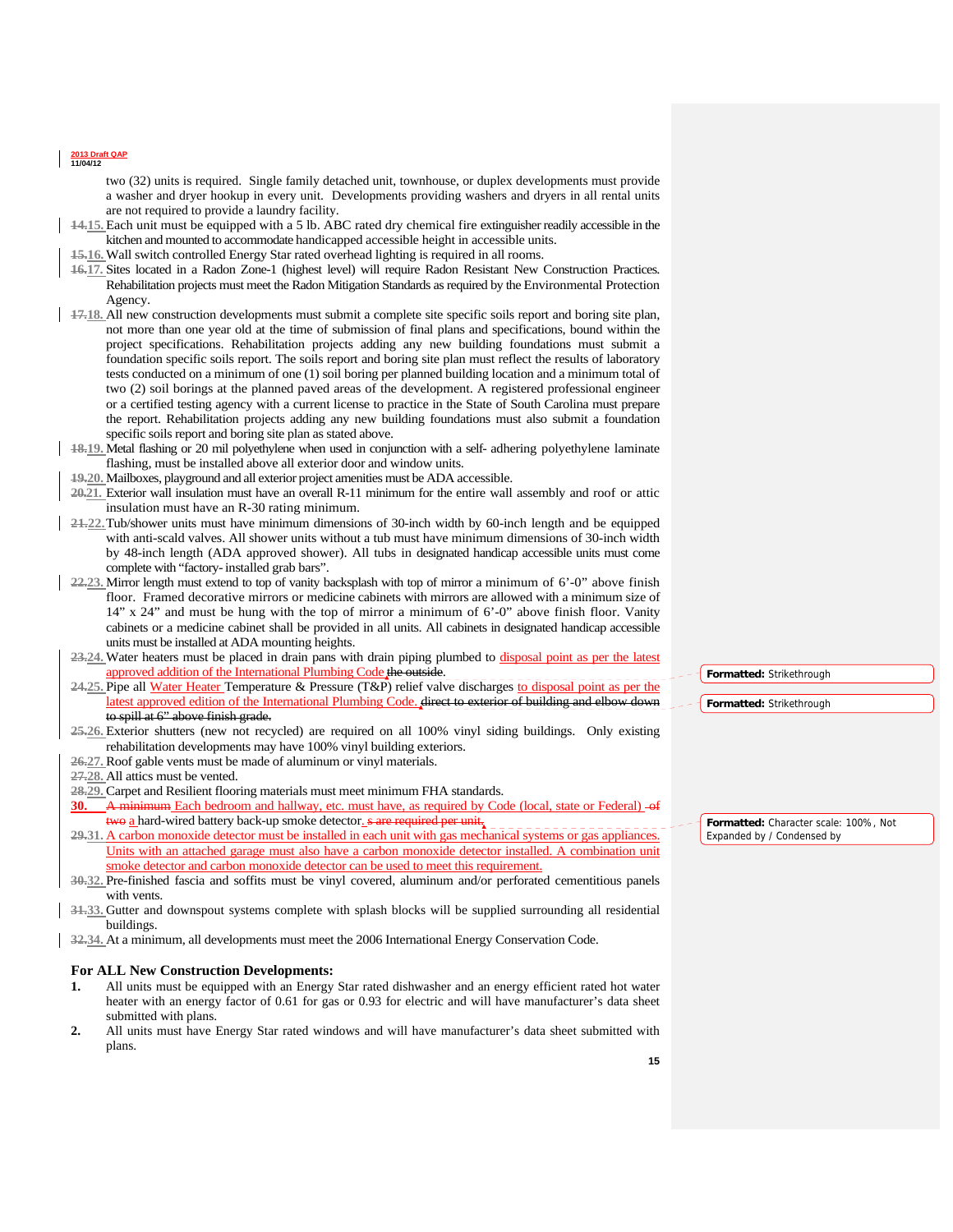two (32) units is required. Single family detached unit, townhouse, or duplex developments must provide a washer and dryer hookup in every unit. Developments providing washers and dryers in all rental units are not required to provide a laundry facility.

~~14.~~15. Each unit must be equipped with a 5 lb. ABC rated dry chemical fire extinguisher readily accessible in the kitchen and mounted to accommodate handicapped accessible height in accessible units.

~~15.~~16. Wall switch controlled Energy Star rated overhead lighting is required in all rooms.

~~16.~~17. Sites located in a Radon Zone-1 (highest level) will require Radon Resistant New Construction Practices. Rehabilitation projects must meet the Radon Mitigation Standards as required by the Environmental Protection Agency.

~~17.~~18. All new construction developments must submit a complete site specific soils report and boring site plan, not more than one year old at the time of submission of final plans and specifications, bound within the project specifications. Rehabilitation projects adding any new building foundations must submit a foundation specific soils report. The soils report and boring site plan must reflect the results of laboratory tests conducted on a minimum of one (1) soil boring per planned building location and a minimum total of two (2) soil borings at the planned paved areas of the development. A registered professional engineer or a certified testing agency with a current license to practice in the State of South Carolina must prepare the report. Rehabilitation projects adding any new building foundations must also submit a foundation specific soils report and boring site plan as stated above.

~~18.~~19. Metal flashing or 20 mil polyethylene when used in conjunction with a self- adhering polyethylene laminate flashing, must be installed above all exterior door and window units.

~~19.~~20. Mailboxes, playground and all exterior project amenities must be ADA accessible.

~~20.~~21. Exterior wall insulation must have an overall R-11 minimum for the entire wall assembly and roof or attic insulation must have an R-30 rating minimum.

~~21.~~22. Tub/shower units must have minimum dimensions of 30-inch width by 60-inch length and be equipped with anti-scald valves. All shower units without a tub must have minimum dimensions of 30-inch width by 48-inch length (ADA approved shower). All tubs in designated handicap accessible units must come complete with "factory- installed grab bars".

~~22.~~23. Mirror length must extend to top of vanity backsplash with top of mirror a minimum of 6'-0" above finish floor. Framed decorative mirrors or medicine cabinets with mirrors are allowed with a minimum size of 14" x 24" and must be hung with the top of mirror a minimum of 6'-0" above finish floor. Vanity cabinets or a medicine cabinet shall be provided in all units. All cabinets in designated handicap accessible units must be installed at ADA mounting heights.

~~23.~~24. Water heaters must be placed in drain pans with drain piping plumbed to disposal point as per the latest approved addition of the International Plumbing Code ~~the outside~~.

~~24.~~25. Pipe all Water Heater Temperature & Pressure (T&P) relief valve discharges to disposal point as per the latest approved edition of the International Plumbing Code. ~~direct to exterior of building and elbow down to spill at 6" above finish grade.~~

~~25.~~26. Exterior shutters (new not recycled) are required on all 100% vinyl siding buildings. Only existing rehabilitation developments may have 100% vinyl building exteriors.

~~26.~~27. Roof gable vents must be made of aluminum or vinyl materials.

~~27.~~28. All attics must be vented.

~~28.~~29. Carpet and Resilient flooring materials must meet minimum FHA standards.

30. ~~A minimum~~ Each bedroom and hallway, etc. must have, as required by Code (local, state or Federal) ~~of two~~ a hard-wired battery back-up smoke detector. ~~s are required per unit.~~

~~29.~~31. A carbon monoxide detector must be installed in each unit with gas mechanical systems or gas appliances. Units with an attached garage must also have a carbon monoxide detector installed. A combination unit smoke detector and carbon monoxide detector can be used to meet this requirement.

~~30.~~32. Pre-finished fascia and soffits must be vinyl covered, aluminum and/or perforated cementitious panels with vents.

~~31.~~33. Gutter and downspout systems complete with splash blocks will be supplied surrounding all residential buildings.

~~32.~~34. At a minimum, all developments must meet the 2006 International Energy Conservation Code.

**For ALL New Construction Developments:**

**1.** All units must be equipped with an Energy Star rated dishwasher and an energy efficient rated hot water heater with an energy factor of 0.61 for gas or 0.93 for electric and will have manufacturer's data sheet submitted with plans.

**2.** All units must have Energy Star rated windows and will have manufacturer's data sheet submitted with plans.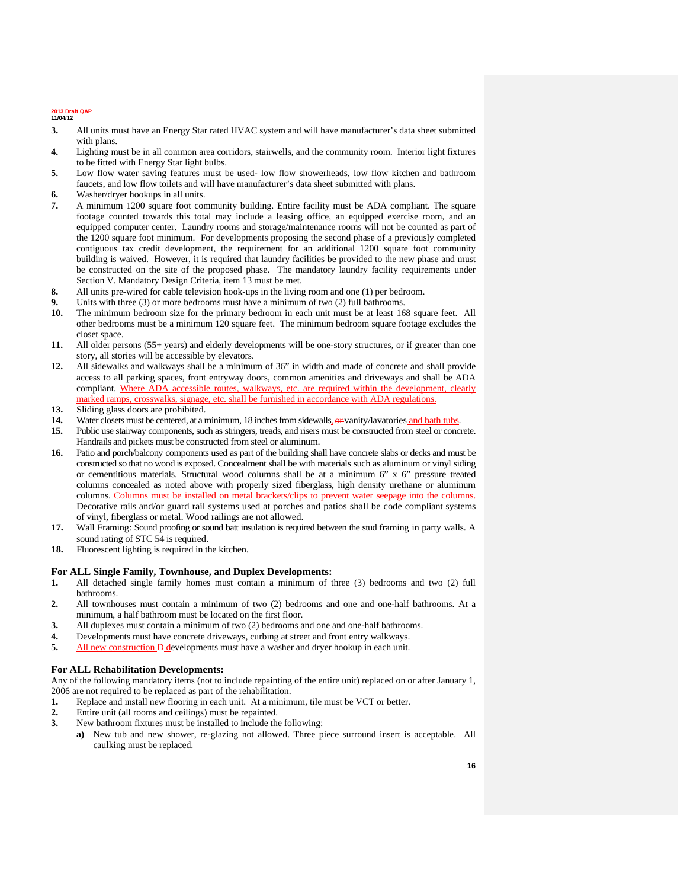3. All units must have an Energy Star rated HVAC system and will have manufacturer's data sheet submitted with plans.
4. Lighting must be in all common area corridors, stairwells, and the community room. Interior light fixtures to be fitted with Energy Star light bulbs.
5. Low flow water saving features must be used- low flow showerheads, low flow kitchen and bathroom faucets, and low flow toilets and will have manufacturer's data sheet submitted with plans.
6. Washer/dryer hookups in all units.
7. A minimum 1200 square foot community building. Entire facility must be ADA compliant. The square footage counted towards this total may include a leasing office, an equipped exercise room, and an equipped computer center. Laundry rooms and storage/maintenance rooms will not be counted as part of the 1200 square foot minimum. For developments proposing the second phase of a previously completed contiguous tax credit development, the requirement for an additional 1200 square foot community building is waived. However, it is required that laundry facilities be provided to the new phase and must be constructed on the site of the proposed phase. The mandatory laundry facility requirements under Section V. Mandatory Design Criteria, item 13 must be met.
8. All units pre-wired for cable television hook-ups in the living room and one (1) per bedroom.
9. Units with three (3) or more bedrooms must have a minimum of two (2) full bathrooms.
10. The minimum bedroom size for the primary bedroom in each unit must be at least 168 square feet. All other bedrooms must be a minimum 120 square feet. The minimum bedroom square footage excludes the closet space.
11. All older persons (55+ years) and elderly developments will be one-story structures, or if greater than one story, all stories will be accessible by elevators.
12. All sidewalks and walkways shall be a minimum of 36" in width and made of concrete and shall provide access to all parking spaces, front entryway doors, common amenities and driveways and shall be ADA compliant. Where ADA accessible routes, walkways, etc. are required within the development, clearly marked ramps, crosswalks, signage, etc. shall be furnished in accordance with ADA regulations.
13. Sliding glass doors are prohibited.
14. Water closets must be centered, at a minimum, 18 inches from sidewalls, ~~or~~ vanity/lavatories and bath tubs.
15. Public use stairway components, such as stringers, treads, and risers must be constructed from steel or concrete. Handrails and pickets must be constructed from steel or aluminum.
16. Patio and porch/balcony components used as part of the building shall have concrete slabs or decks and must be constructed so that no wood is exposed. Concealment shall be with materials such as aluminum or vinyl siding or cementitious materials. Structural wood columns shall be at a minimum 6" x 6" pressure treated columns concealed as noted above with properly sized fiberglass, high density urethane or aluminum columns. Columns must be installed on metal brackets/clips to prevent water seepage into the columns. Decorative rails and/or guard rail systems used at porches and patios shall be code compliant systems of vinyl, fiberglass or metal. Wood railings are not allowed.
17. Wall Framing: Sound proofing or sound batt insulation is required between the stud framing in party walls. A sound rating of STC 54 is required.
18. Fluorescent lighting is required in the kitchen.

### For ALL Single Family, Townhouse, and Duplex Developments:

1. All detached single family homes must contain a minimum of three (3) bedrooms and two (2) full bathrooms.
2. All townhouses must contain a minimum of two (2) bedrooms and one and one-half bathrooms. At a minimum, a half bathroom must be located on the first floor.
3. All duplexes must contain a minimum of two (2) bedrooms and one and one-half bathrooms.
4. Developments must have concrete driveways, curbing at street and front entry walkways.
5. All new construction ~~D~~ developments must have a washer and dryer hookup in each unit.

### For ALL Rehabilitation Developments:

Any of the following mandatory items (not to include repainting of the entire unit) replaced on or after January 1, 2006 are not required to be replaced as part of the rehabilitation.

1. Replace and install new flooring in each unit. At a minimum, tile must be VCT or better.
2. Entire unit (all rooms and ceilings) must be repainted.
3. New bathroom fixtures must be installed to include the following:
   a) New tub and new shower, re-glazing not allowed. Three piece surround insert is acceptable. All caulking must be replaced.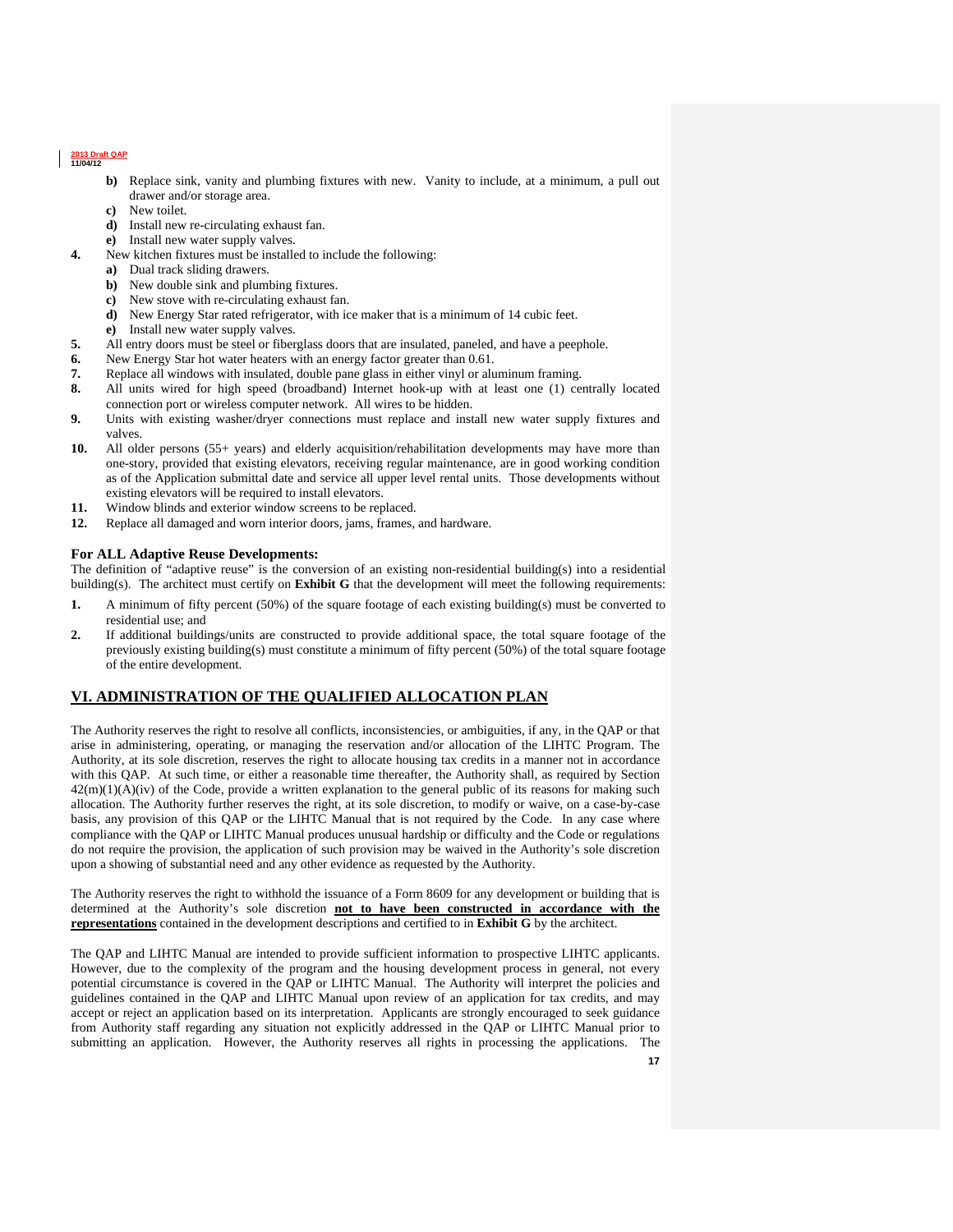b) Replace sink, vanity and plumbing fixtures with new. Vanity to include, at a minimum, a pull out drawer and/or storage area.
   c) New toilet.
   d) Install new re-circulating exhaust fan.
   e) Install new water supply valves.

4. New kitchen fixtures must be installed to include the following:
   a) Dual track sliding drawers.
   b) New double sink and plumbing fixtures.
   c) New stove with re-circulating exhaust fan.
   d) New Energy Star rated refrigerator, with ice maker that is a minimum of 14 cubic feet.
   e) Install new water supply valves.
5. All entry doors must be steel or fiberglass doors that are insulated, paneled, and have a peephole.
6. New Energy Star hot water heaters with an energy factor greater than 0.61.
7. Replace all windows with insulated, double pane glass in either vinyl or aluminum framing.
8. All units wired for high speed (broadband) Internet hook-up with at least one (1) centrally located connection port or wireless computer network. All wires to be hidden.
9. Units with existing washer/dryer connections must replace and install new water supply fixtures and valves.
10. All older persons (55+ years) and elderly acquisition/rehabilitation developments may have more than one-story, provided that existing elevators, receiving regular maintenance, are in good working condition as of the Application submittal date and service all upper level rental units. Those developments without existing elevators will be required to install elevators.
11. Window blinds and exterior window screens to be replaced.
12. Replace all damaged and worn interior doors, jams, frames, and hardware.

### For ALL Adaptive Reuse Developments:

The definition of "adaptive reuse" is the conversion of an existing non-residential building(s) into a residential building(s). The architect must certify on **Exhibit G** that the development will meet the following requirements:

1. A minimum of fifty percent (50%) of the square footage of each existing building(s) must be converted to residential use; and
2. If additional buildings/units are constructed to provide additional space, the total square footage of the previously existing building(s) must constitute a minimum of fifty percent (50%) of the total square footage of the entire development.

## VI. ADMINISTRATION OF THE QUALIFIED ALLOCATION PLAN

The Authority reserves the right to resolve all conflicts, inconsistencies, or ambiguities, if any, in the QAP or that arise in administering, operating, or managing the reservation and/or allocation of the LIHTC Program. The Authority, at its sole discretion, reserves the right to allocate housing tax credits in a manner not in accordance with this QAP. At such time, or either a reasonable time thereafter, the Authority shall, as required by Section 42(m)(1)(A)(iv) of the Code, provide a written explanation to the general public of its reasons for making such allocation. The Authority further reserves the right, at its sole discretion, to modify or waive, on a case-by-case basis, any provision of this QAP or the LIHTC Manual that is not required by the Code. In any case where compliance with the QAP or LIHTC Manual produces unusual hardship or difficulty and the Code or regulations do not require the provision, the application of such provision may be waived in the Authority's sole discretion upon a showing of substantial need and any other evidence as requested by the Authority.

The Authority reserves the right to withhold the issuance of a Form 8609 for any development or building that is determined at the Authority's sole discretion **not to have been constructed in accordance with the representations** contained in the development descriptions and certified to in **Exhibit G** by the architect.

The QAP and LIHTC Manual are intended to provide sufficient information to prospective LIHTC applicants. However, due to the complexity of the program and the housing development process in general, not every potential circumstance is covered in the QAP or LIHTC Manual. The Authority will interpret the policies and guidelines contained in the QAP and LIHTC Manual upon review of an application for tax credits, and may accept or reject an application based on its interpretation. Applicants are strongly encouraged to seek guidance from Authority staff regarding any situation not explicitly addressed in the QAP or LIHTC Manual prior to submitting an application. However, the Authority reserves all rights in processing the applications. The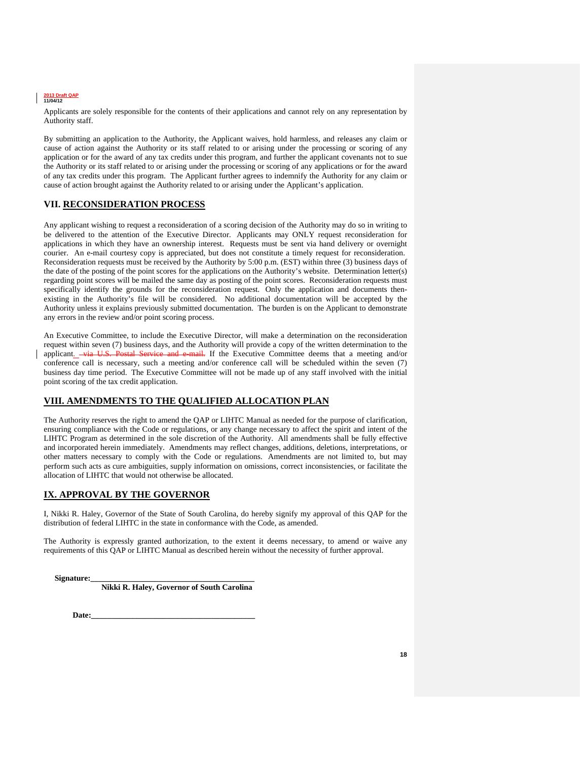Applicants are solely responsible for the contents of their applications and cannot rely on any representation by Authority staff.

By submitting an application to the Authority, the Applicant waives, hold harmless, and releases any claim or cause of action against the Authority or its staff related to or arising under the processing or scoring of any application or for the award of any tax credits under this program, and further the applicant covenants not to sue the Authority or its staff related to or arising under the processing or scoring of any applications or for the award of any tax credits under this program. The Applicant further agrees to indemnify the Authority for any claim or cause of action brought against the Authority related to or arising under the Applicant's application.

## VII. RECONSIDERATION PROCESS

Any applicant wishing to request a reconsideration of a scoring decision of the Authority may do so in writing to be delivered to the attention of the Executive Director. Applicants may ONLY request reconsideration for applications in which they have an ownership interest. Requests must be sent via hand delivery or overnight courier. An e-mail courtesy copy is appreciated, but does not constitute a timely request for reconsideration. Reconsideration requests must be received by the Authority by 5:00 p.m. (EST) within three (3) business days of the date of the posting of the point scores for the applications on the Authority's website. Determination letter(s) regarding point scores will be mailed the same day as posting of the point scores. Reconsideration requests must specifically identify the grounds for the reconsideration request. Only the application and documents then-existing in the Authority's file will be considered. No additional documentation will be accepted by the Authority unless it explains previously submitted documentation. The burden is on the Applicant to demonstrate any errors in the review and/or point scoring process.

An Executive Committee, to include the Executive Director, will make a determination on the reconsideration request within seven (7) business days, and the Authority will provide a copy of the written determination to the applicant. ~~via U.S. Postal Service and e-mail.~~ If the Executive Committee deems that a meeting and/or conference call is necessary, such a meeting and/or conference call will be scheduled within the seven (7) business day time period. The Executive Committee will not be made up of any staff involved with the initial point scoring of the tax credit application.

## VIII. AMENDMENTS TO THE QUALIFIED ALLOCATION PLAN

The Authority reserves the right to amend the QAP or LIHTC Manual as needed for the purpose of clarification, ensuring compliance with the Code or regulations, or any change necessary to affect the spirit and intent of the LIHTC Program as determined in the sole discretion of the Authority. All amendments shall be fully effective and incorporated herein immediately. Amendments may reflect changes, additions, deletions, interpretations, or other matters necessary to comply with the Code or regulations. Amendments are not limited to, but may perform such acts as cure ambiguities, supply information on omissions, correct inconsistencies, or facilitate the allocation of LIHTC that would not otherwise be allocated.

## IX. APPROVAL BY THE GOVERNOR

I, Nikki R. Haley, Governor of the State of South Carolina, do hereby signify my approval of this QAP for the distribution of federal LIHTC in the state in conformance with the Code, as amended.

The Authority is expressly granted authorization, to the extent it deems necessary, to amend or waive any requirements of this QAP or LIHTC Manual as described herein without the necessity of further approval.

**Signature:\_\_\_\_\_\_\_\_\_\_\_\_\_\_\_\_\_\_\_\_\_\_\_\_\_\_\_\_\_\_\_\_\_\_\_\_\_\_\_\_**
**Nikki R. Haley, Governor of South Carolina**

**Date:\_\_\_\_\_\_\_\_\_\_\_\_\_\_\_\_\_\_\_\_\_\_\_\_\_\_\_\_\_\_\_\_\_\_\_\_\_\_\_\_**